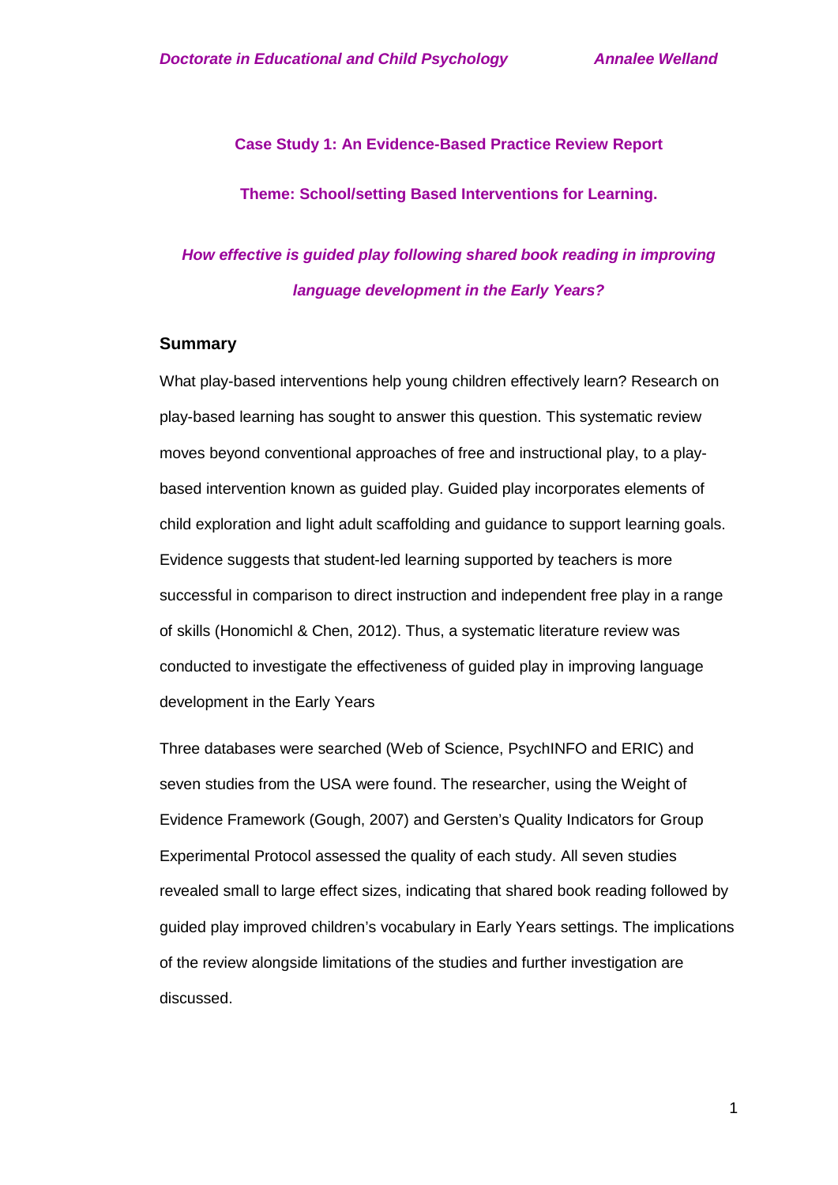**Case Study 1: An Evidence-Based Practice Review Report**

**Theme: School/setting Based Interventions for Learning.**

# *How effective is guided play following shared book reading in improving language development in the Early Years?*

## Summary

What play-based interventions help young children effectively learn? Research on play-based learning has sought to answer this question. This systematic review moves beyond conventional approaches of free and instructional play, to a play-based intervention known as guided play. Guided play incorporates elements of child exploration and light adult scaffolding and guidance to support learning goals. Evidence suggests that student-led learning supported by teachers is more successful in comparison to direct instruction and independent free play in a range of skills (Honomichl & Chen, 2012). Thus, a systematic literature review was conducted to investigate the effectiveness of guided play in improving language development in the Early Years

Three databases were searched (Web of Science, PsychINFO and ERIC) and seven studies from the USA were found. The researcher, using the Weight of Evidence Framework (Gough, 2007) and Gersten's Quality Indicators for Group Experimental Protocol assessed the quality of each study. All seven studies revealed small to large effect sizes, indicating that shared book reading followed by guided play improved children's vocabulary in Early Years settings. The implications of the review alongside limitations of the studies and further investigation are discussed.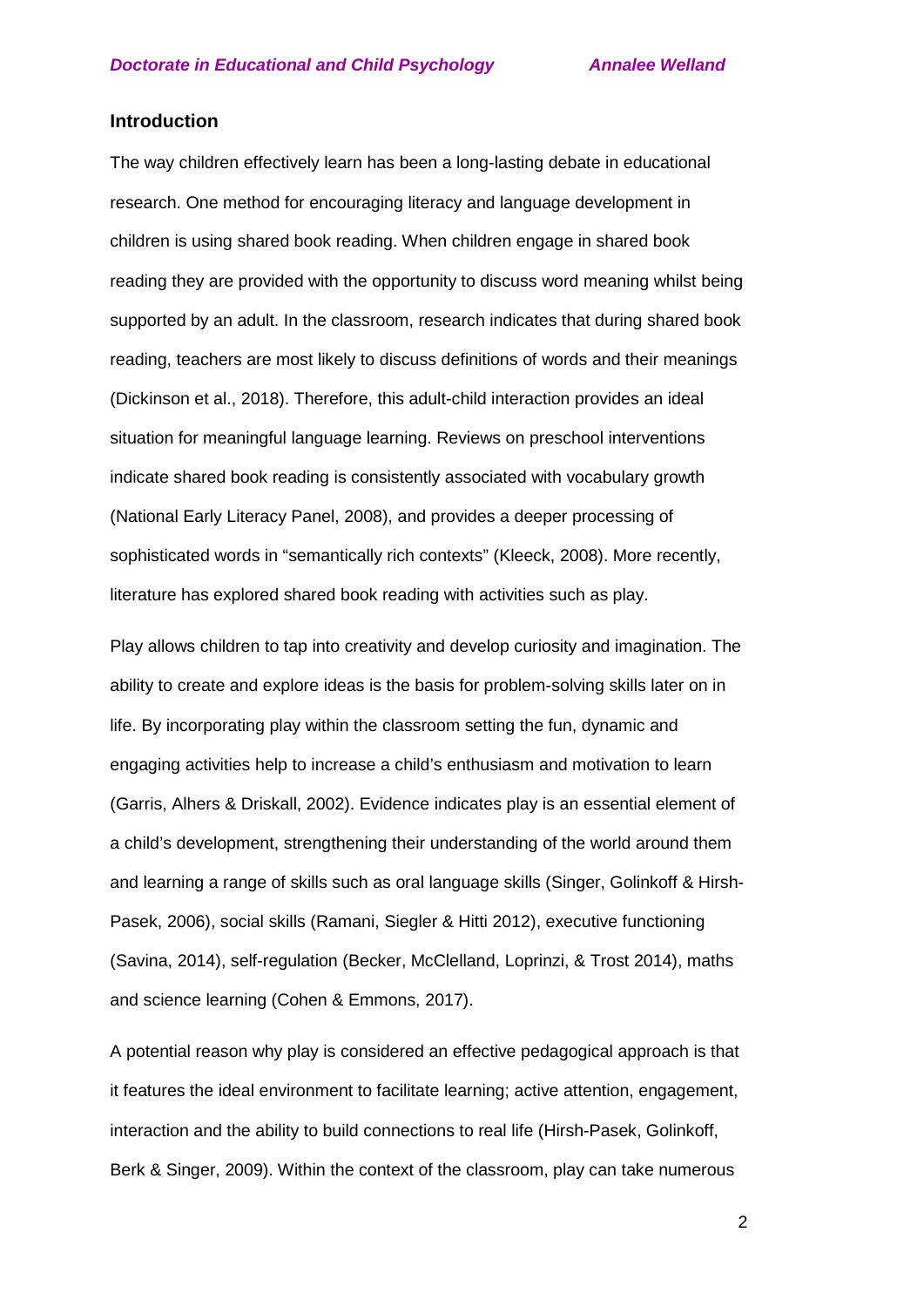## Introduction

The way children effectively learn has been a long-lasting debate in educational research. One method for encouraging literacy and language development in children is using shared book reading. When children engage in shared book reading they are provided with the opportunity to discuss word meaning whilst being supported by an adult. In the classroom, research indicates that during shared book reading, teachers are most likely to discuss definitions of words and their meanings (Dickinson et al., 2018). Therefore, this adult-child interaction provides an ideal situation for meaningful language learning. Reviews on preschool interventions indicate shared book reading is consistently associated with vocabulary growth (National Early Literacy Panel, 2008), and provides a deeper processing of sophisticated words in "semantically rich contexts" (Kleeck, 2008). More recently, literature has explored shared book reading with activities such as play.

Play allows children to tap into creativity and develop curiosity and imagination. The ability to create and explore ideas is the basis for problem-solving skills later on in life. By incorporating play within the classroom setting the fun, dynamic and engaging activities help to increase a child's enthusiasm and motivation to learn (Garris, Alhers & Driskall, 2002). Evidence indicates play is an essential element of a child's development, strengthening their understanding of the world around them and learning a range of skills such as oral language skills (Singer, Golinkoff & Hirsh-Pasek, 2006), social skills (Ramani, Siegler & Hitti 2012), executive functioning (Savina, 2014), self-regulation (Becker, McClelland, Loprinzi, & Trost 2014), maths and science learning (Cohen & Emmons, 2017).

A potential reason why play is considered an effective pedagogical approach is that it features the ideal environment to facilitate learning; active attention, engagement, interaction and the ability to build connections to real life (Hirsh-Pasek, Golinkoff, Berk & Singer, 2009). Within the context of the classroom, play can take numerous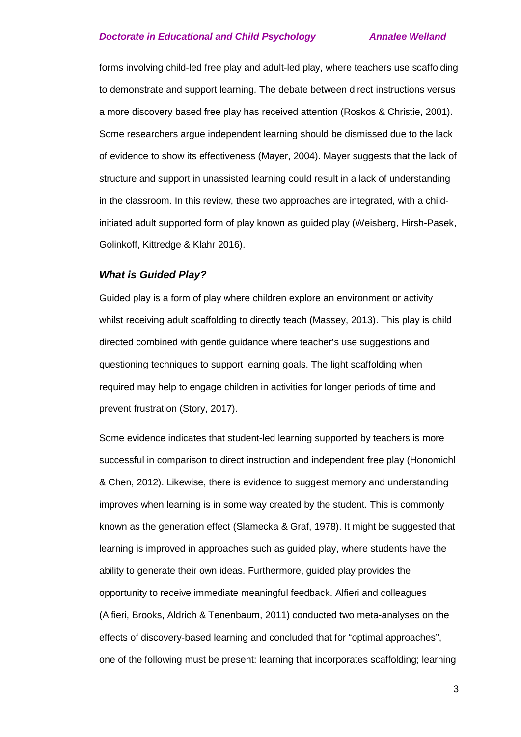forms involving child-led free play and adult-led play, where teachers use scaffolding to demonstrate and support learning. The debate between direct instructions versus a more discovery based free play has received attention (Roskos & Christie, 2001). Some researchers argue independent learning should be dismissed due to the lack of evidence to show its effectiveness (Mayer, 2004). Mayer suggests that the lack of structure and support in unassisted learning could result in a lack of understanding in the classroom. In this review, these two approaches are integrated, with a child-initiated adult supported form of play known as guided play (Weisberg, Hirsh-Pasek, Golinkoff, Kittredge & Klahr 2016).

### *What is Guided Play?*

Guided play is a form of play where children explore an environment or activity whilst receiving adult scaffolding to directly teach (Massey, 2013). This play is child directed combined with gentle guidance where teacher's use suggestions and questioning techniques to support learning goals. The light scaffolding when required may help to engage children in activities for longer periods of time and prevent frustration (Story, 2017).

Some evidence indicates that student-led learning supported by teachers is more successful in comparison to direct instruction and independent free play (Honomichl & Chen, 2012). Likewise, there is evidence to suggest memory and understanding improves when learning is in some way created by the student. This is commonly known as the generation effect (Slamecka & Graf, 1978). It might be suggested that learning is improved in approaches such as guided play, where students have the ability to generate their own ideas. Furthermore, guided play provides the opportunity to receive immediate meaningful feedback. Alfieri and colleagues (Alfieri, Brooks, Aldrich & Tenenbaum, 2011) conducted two meta-analyses on the effects of discovery-based learning and concluded that for "optimal approaches", one of the following must be present: learning that incorporates scaffolding; learning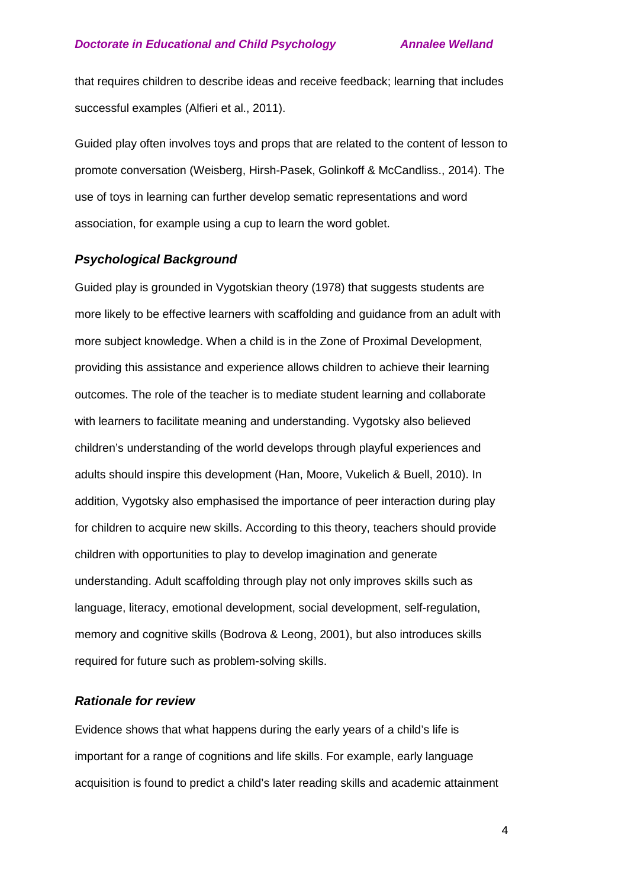that requires children to describe ideas and receive feedback; learning that includes successful examples (Alfieri et al., 2011).

Guided play often involves toys and props that are related to the content of lesson to promote conversation (Weisberg, Hirsh-Pasek, Golinkoff & McCandliss., 2014). The use of toys in learning can further develop sematic representations and word association, for example using a cup to learn the word goblet.

### ***Psychological Background***

Guided play is grounded in Vygotskian theory (1978) that suggests students are more likely to be effective learners with scaffolding and guidance from an adult with more subject knowledge. When a child is in the Zone of Proximal Development, providing this assistance and experience allows children to achieve their learning outcomes. The role of the teacher is to mediate student learning and collaborate with learners to facilitate meaning and understanding. Vygotsky also believed children's understanding of the world develops through playful experiences and adults should inspire this development (Han, Moore, Vukelich & Buell, 2010). In addition, Vygotsky also emphasised the importance of peer interaction during play for children to acquire new skills. According to this theory, teachers should provide children with opportunities to play to develop imagination and generate understanding. Adult scaffolding through play not only improves skills such as language, literacy, emotional development, social development, self-regulation, memory and cognitive skills (Bodrova & Leong, 2001), but also introduces skills required for future such as problem-solving skills.

### ***Rationale for review***

Evidence shows that what happens during the early years of a child's life is important for a range of cognitions and life skills. For example, early language acquisition is found to predict a child's later reading skills and academic attainment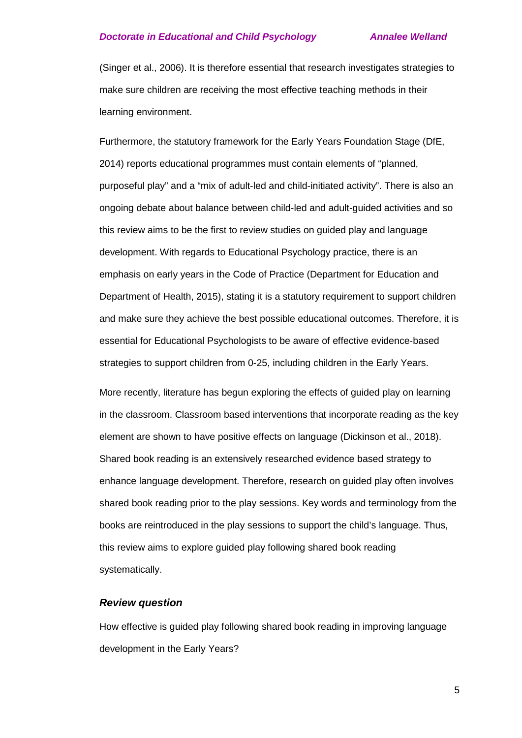(Singer et al., 2006). It is therefore essential that research investigates strategies to make sure children are receiving the most effective teaching methods in their learning environment.

Furthermore, the statutory framework for the Early Years Foundation Stage (DfE, 2014) reports educational programmes must contain elements of "planned, purposeful play" and a "mix of adult-led and child-initiated activity". There is also an ongoing debate about balance between child-led and adult-guided activities and so this review aims to be the first to review studies on guided play and language development. With regards to Educational Psychology practice, there is an emphasis on early years in the Code of Practice (Department for Education and Department of Health, 2015), stating it is a statutory requirement to support children and make sure they achieve the best possible educational outcomes. Therefore, it is essential for Educational Psychologists to be aware of effective evidence-based strategies to support children from 0-25, including children in the Early Years.

More recently, literature has begun exploring the effects of guided play on learning in the classroom. Classroom based interventions that incorporate reading as the key element are shown to have positive effects on language (Dickinson et al., 2018). Shared book reading is an extensively researched evidence based strategy to enhance language development. Therefore, research on guided play often involves shared book reading prior to the play sessions. Key words and terminology from the books are reintroduced in the play sessions to support the child's language. Thus, this review aims to explore guided play following shared book reading systematically.

### *Review question*

How effective is guided play following shared book reading in improving language development in the Early Years?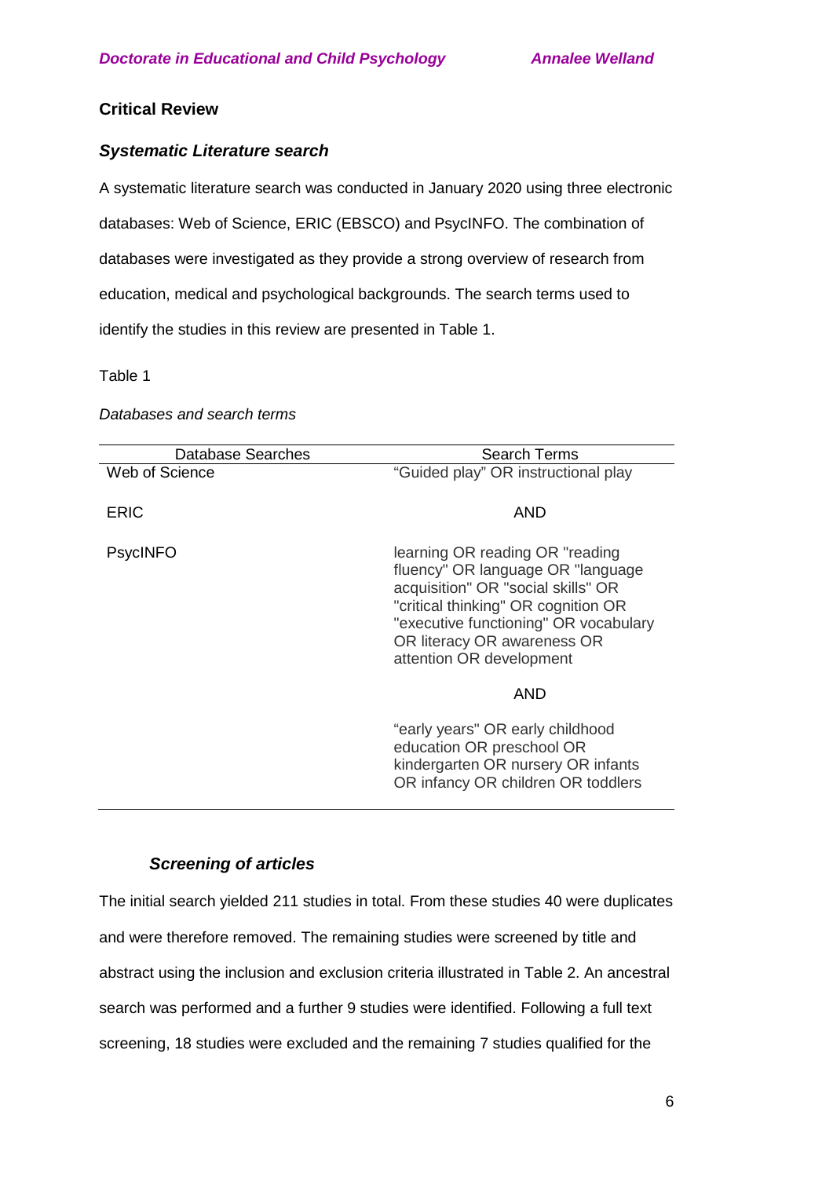## Critical Review

### *Systematic Literature search*

A systematic literature search was conducted in January 2020 using three electronic databases: Web of Science, ERIC (EBSCO) and PsycINFO. The combination of databases were investigated as they provide a strong overview of research from education, medical and psychological backgrounds. The search terms used to identify the studies in this review are presented in Table 1.

Table 1

*Databases and search terms*

| Database Searches | Search Terms |
|---|---|
| Web of Science | "Guided play" OR instructional play |
| ERIC | AND |
| PsycINFO | learning OR reading OR "reading fluency" OR language OR "language acquisition" OR "social skills" OR "critical thinking" OR cognition OR "executive functioning" OR vocabulary OR literacy OR awareness OR attention OR development |
| | AND |
| | "early years" OR early childhood education OR preschool OR kindergarten OR nursery OR infants OR infancy OR children OR toddlers |

#### *Screening of articles*

The initial search yielded 211 studies in total. From these studies 40 were duplicates and were therefore removed. The remaining studies were screened by title and abstract using the inclusion and exclusion criteria illustrated in Table 2. An ancestral search was performed and a further 9 studies were identified. Following a full text screening, 18 studies were excluded and the remaining 7 studies qualified for the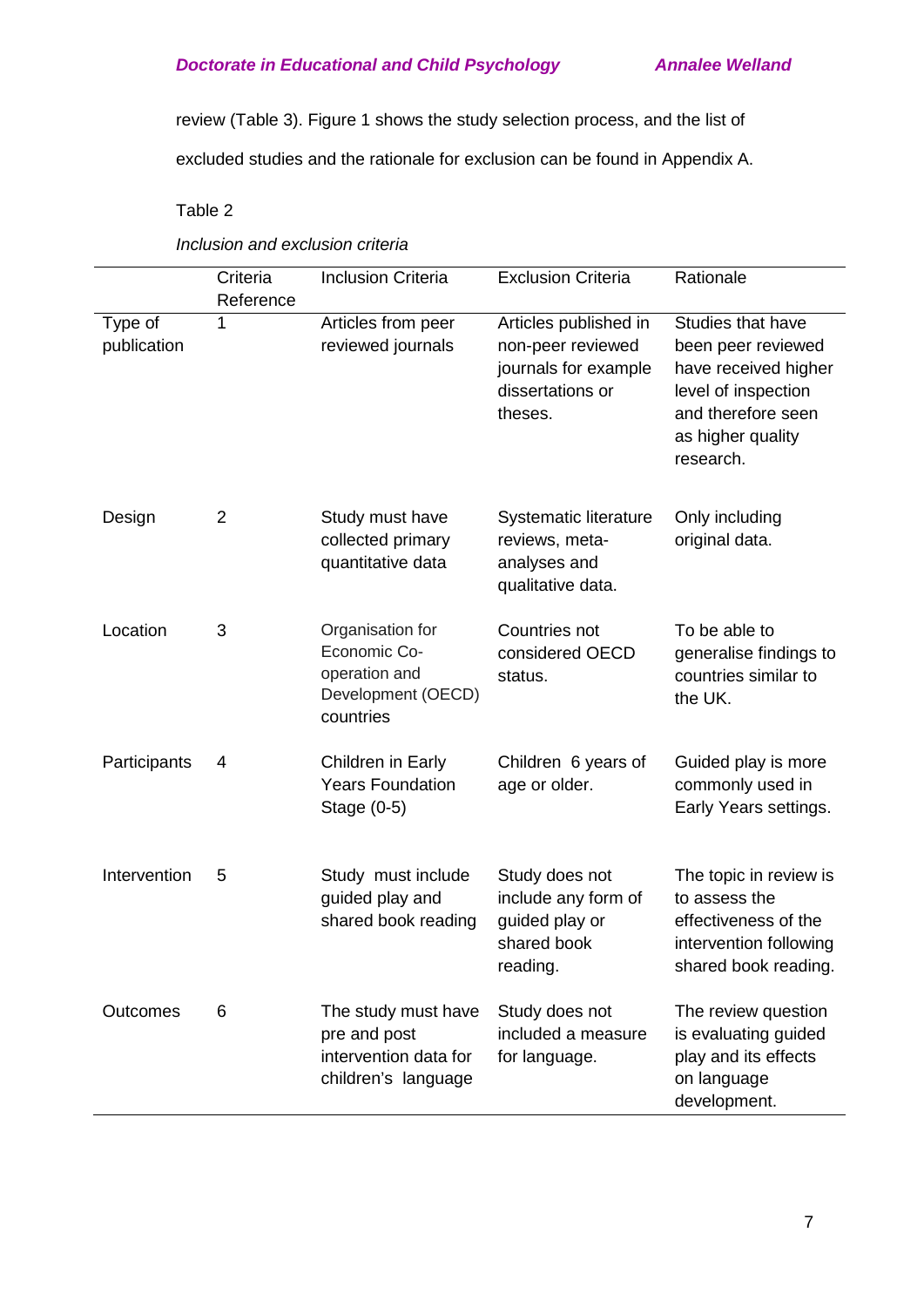review (Table 3). Figure 1 shows the study selection process, and the list of excluded studies and the rationale for exclusion can be found in Appendix A.

Table 2

*Inclusion and exclusion criteria*

| | Criteria Reference | Inclusion Criteria | Exclusion Criteria | Rationale |
|---|---|---|---|---|
| Type of publication | 1 | Articles from peer reviewed journals | Articles published in non-peer reviewed journals for example dissertations or theses. | Studies that have been peer reviewed have received higher level of inspection and therefore seen as higher quality research. |
| Design | 2 | Study must have collected primary quantitative data | Systematic literature reviews, meta-analyses and qualitative data. | Only including original data. |
| Location | 3 | Organisation for Economic Co-operation and Development (OECD) countries | Countries not considered OECD status. | To be able to generalise findings to countries similar to the UK. |
| Participants | 4 | Children in Early Years Foundation Stage (0-5) | Children 6 years of age or older. | Guided play is more commonly used in Early Years settings. |
| Intervention | 5 | Study must include guided play and shared book reading | Study does not include any form of guided play or shared book reading. | The topic in review is to assess the effectiveness of the intervention following shared book reading. |
| Outcomes | 6 | The study must have pre and post intervention data for children's language | Study does not included a measure for language. | The review question is evaluating guided play and its effects on language development. |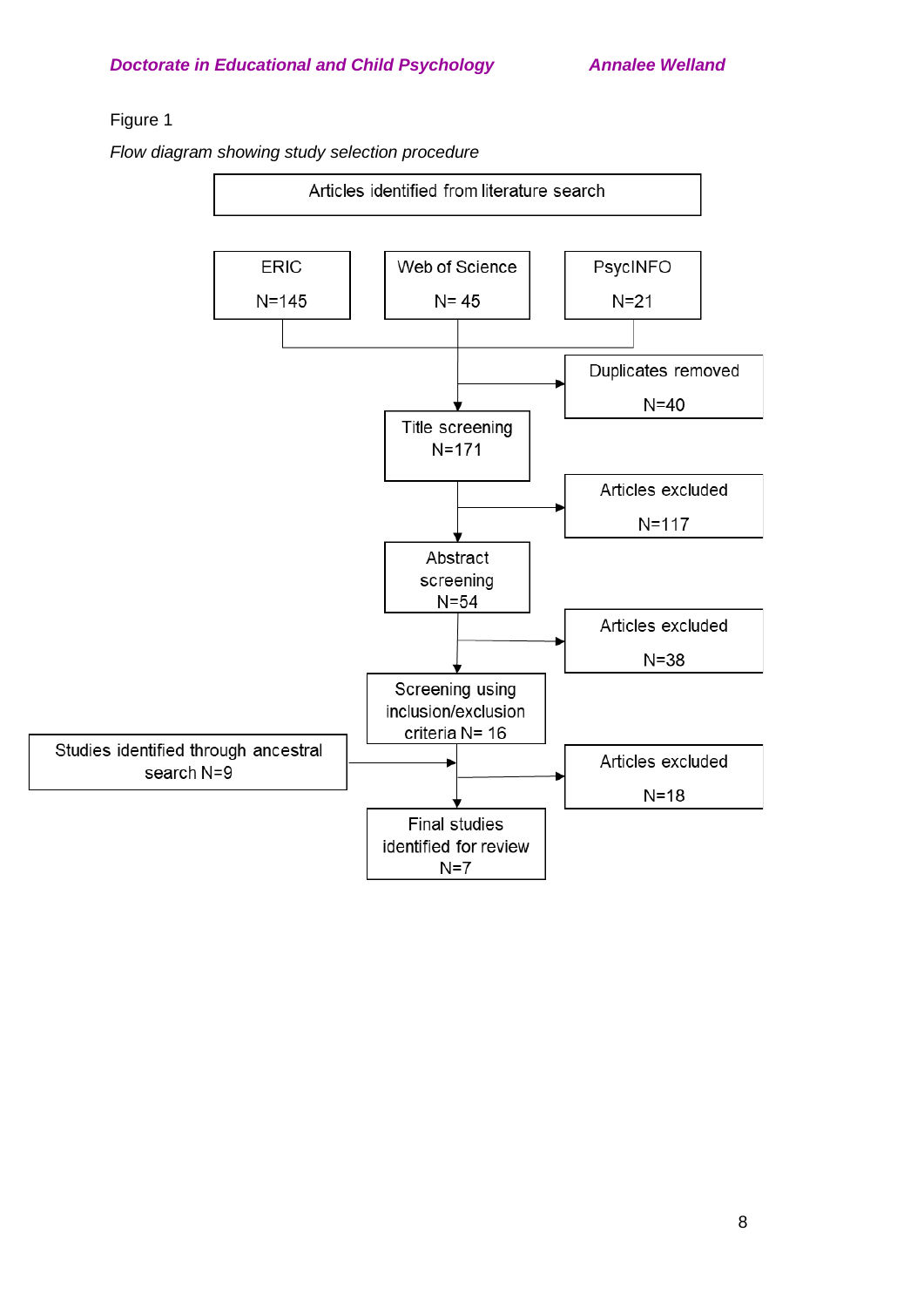Figure 1

*Flow diagram showing study selection procedure*

Articles identified from literature search

ERIC N=145

Web of Science N= 45

PsycINFO N=21

Duplicates removed N=40

Title screening N=171

Articles excluded N=117

Abstract screening N=54

Articles excluded N=38

Screening using inclusion/exclusion criteria N= 16

Studies identified through ancestral search N=9

Articles excluded N=18

Final studies identified for review N=7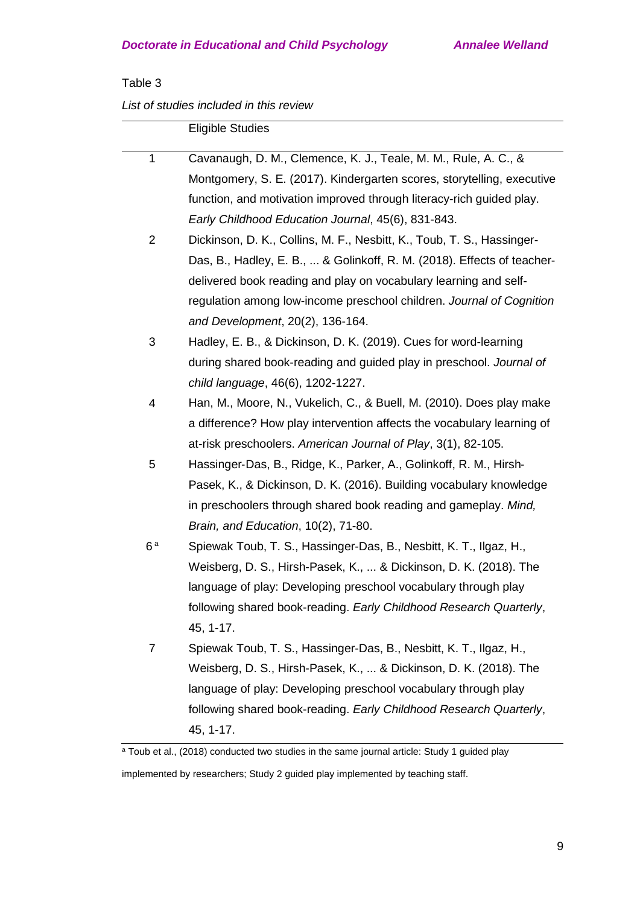Table 3

*List of studies included in this review*

| | Eligible Studies |
|---|---|
| 1 | Cavanaugh, D. M., Clemence, K. J., Teale, M. M., Rule, A. C., & Montgomery, S. E. (2017). Kindergarten scores, storytelling, executive function, and motivation improved through literacy-rich guided play. *Early Childhood Education Journal*, 45(6), 831-843. |
| 2 | Dickinson, D. K., Collins, M. F., Nesbitt, K., Toub, T. S., Hassinger-Das, B., Hadley, E. B., ... & Golinkoff, R. M. (2018). Effects of teacher-delivered book reading and play on vocabulary learning and self-regulation among low-income preschool children. *Journal of Cognition and Development*, 20(2), 136-164. |
| 3 | Hadley, E. B., & Dickinson, D. K. (2019). Cues for word-learning during shared book-reading and guided play in preschool. *Journal of child language*, 46(6), 1202-1227. |
| 4 | Han, M., Moore, N., Vukelich, C., & Buell, M. (2010). Does play make a difference? How play intervention affects the vocabulary learning of at-risk preschoolers. *American Journal of Play*, 3(1), 82-105. |
| 5 | Hassinger-Das, B., Ridge, K., Parker, A., Golinkoff, R. M., Hirsh-Pasek, K., & Dickinson, D. K. (2016). Building vocabulary knowledge in preschoolers through shared book reading and gameplay. *Mind, Brain, and Education*, 10(2), 71-80. |
| 6 [a] | Spiewak Toub, T. S., Hassinger-Das, B., Nesbitt, K. T., Ilgaz, H., Weisberg, D. S., Hirsh-Pasek, K., ... & Dickinson, D. K. (2018). The language of play: Developing preschool vocabulary through play following shared book-reading. *Early Childhood Research Quarterly*, 45, 1-17. |
| 7 | Spiewak Toub, T. S., Hassinger-Das, B., Nesbitt, K. T., Ilgaz, H., Weisberg, D. S., Hirsh-Pasek, K., ... & Dickinson, D. K. (2018). The language of play: Developing preschool vocabulary through play following shared book-reading. *Early Childhood Research Quarterly*, 45, 1-17. |

[a] Toub et al., (2018) conducted two studies in the same journal article: Study 1 guided play implemented by researchers; Study 2 guided play implemented by teaching staff.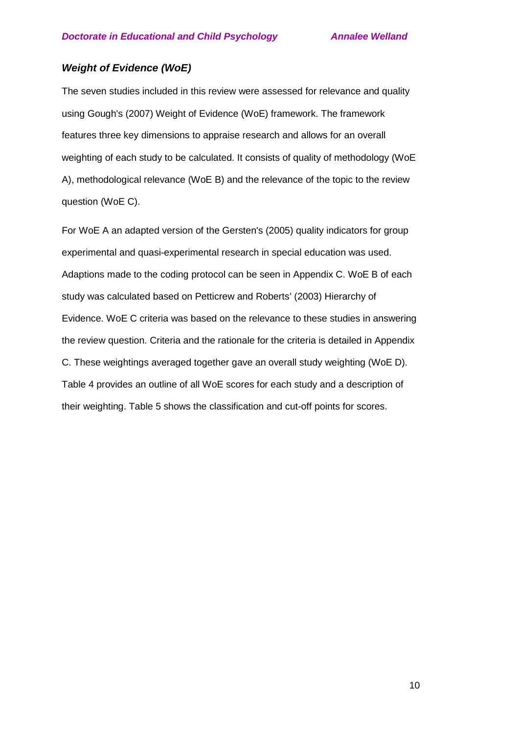### *Weight of Evidence (WoE)*

The seven studies included in this review were assessed for relevance and quality using Gough's (2007) Weight of Evidence (WoE) framework. The framework features three key dimensions to appraise research and allows for an overall weighting of each study to be calculated. It consists of quality of methodology (WoE A), methodological relevance (WoE B) and the relevance of the topic to the review question (WoE C).

For WoE A an adapted version of the Gersten's (2005) quality indicators for group experimental and quasi-experimental research in special education was used. Adaptions made to the coding protocol can be seen in Appendix C. WoE B of each study was calculated based on Petticrew and Roberts' (2003) Hierarchy of Evidence. WoE C criteria was based on the relevance to these studies in answering the review question. Criteria and the rationale for the criteria is detailed in Appendix C. These weightings averaged together gave an overall study weighting (WoE D). Table 4 provides an outline of all WoE scores for each study and a description of their weighting. Table 5 shows the classification and cut-off points for scores.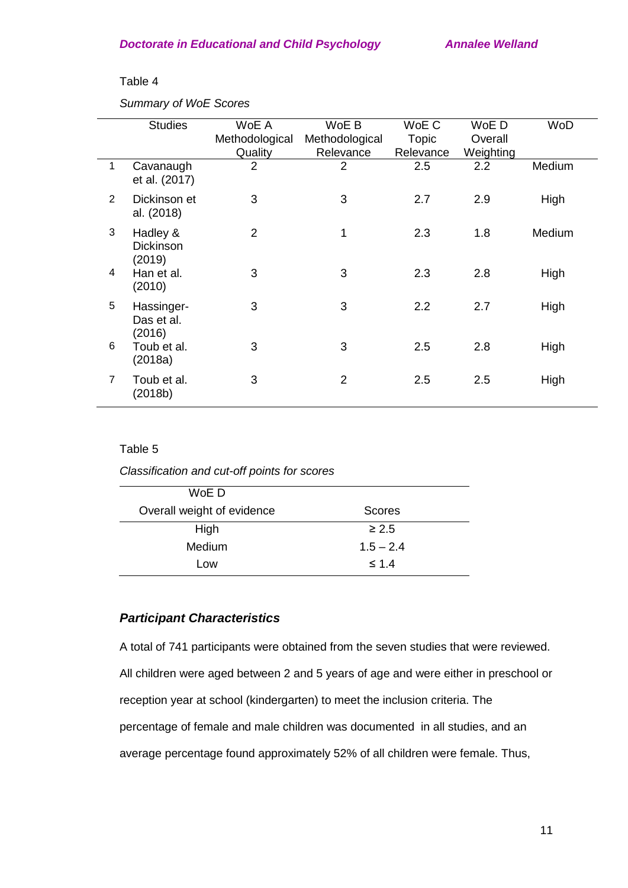Table 4

*Summary of WoE Scores*

| | Studies | WoE A Methodological Quality | WoE B Methodological Relevance | WoE C Topic Relevance | WoE D Overall Weighting | WoD |
|---|---|---|---|---|---|---|
| 1 | Cavanaugh et al. (2017) | 2 | 2 | 2.5 | 2.2 | Medium |
| 2 | Dickinson et al. (2018) | 3 | 3 | 2.7 | 2.9 | High |
| 3 | Hadley & Dickinson (2019) | 2 | 1 | 2.3 | 1.8 | Medium |
| 4 | Han et al. (2010) | 3 | 3 | 2.3 | 2.8 | High |
| 5 | Hassinger-Das et al. (2016) | 3 | 3 | 2.2 | 2.7 | High |
| 6 | Toub et al. (2018a) | 3 | 3 | 2.5 | 2.8 | High |
| 7 | Toub et al. (2018b) | 3 | 2 | 2.5 | 2.5 | High |

Table 5

*Classification and cut-off points for scores*

| WoE D Overall weight of evidence | Scores |
|---|---|
| High | ≥ 2.5 |
| Medium | 1.5 – 2.4 |
| Low | ≤ 1.4 |

### *Participant Characteristics*

A total of 741 participants were obtained from the seven studies that were reviewed. All children were aged between 2 and 5 years of age and were either in preschool or reception year at school (kindergarten) to meet the inclusion criteria. The percentage of female and male children was documented in all studies, and an average percentage found approximately 52% of all children were female. Thus,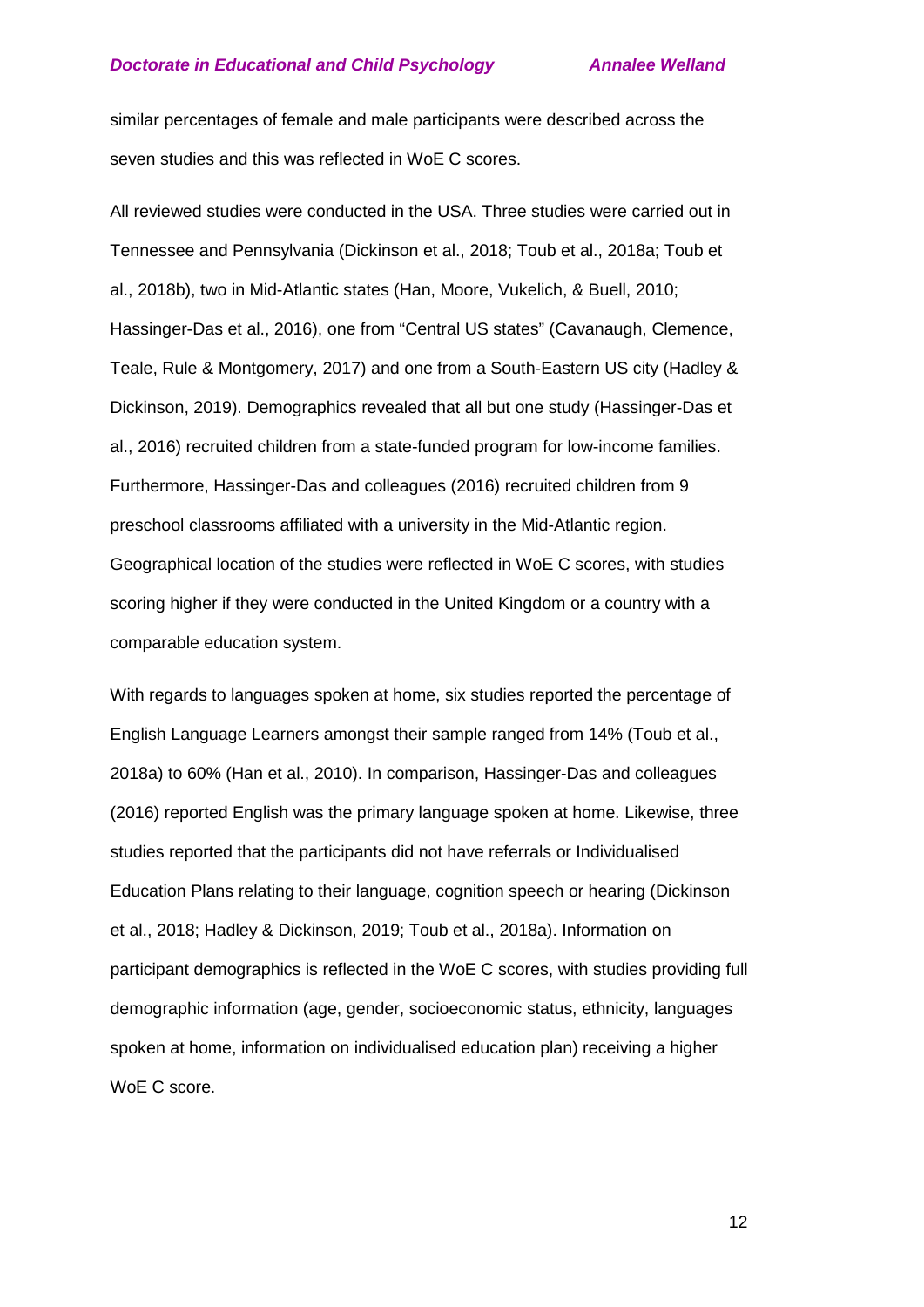similar percentages of female and male participants were described across the seven studies and this was reflected in WoE C scores.

All reviewed studies were conducted in the USA. Three studies were carried out in Tennessee and Pennsylvania (Dickinson et al., 2018; Toub et al., 2018a; Toub et al., 2018b), two in Mid-Atlantic states (Han, Moore, Vukelich, & Buell, 2010; Hassinger-Das et al., 2016), one from "Central US states" (Cavanaugh, Clemence, Teale, Rule & Montgomery, 2017) and one from a South-Eastern US city (Hadley & Dickinson, 2019). Demographics revealed that all but one study (Hassinger-Das et al., 2016) recruited children from a state-funded program for low-income families. Furthermore, Hassinger-Das and colleagues (2016) recruited children from 9 preschool classrooms affiliated with a university in the Mid-Atlantic region. Geographical location of the studies were reflected in WoE C scores, with studies scoring higher if they were conducted in the United Kingdom or a country with a comparable education system.

With regards to languages spoken at home, six studies reported the percentage of English Language Learners amongst their sample ranged from 14% (Toub et al., 2018a) to 60% (Han et al., 2010). In comparison, Hassinger-Das and colleagues (2016) reported English was the primary language spoken at home. Likewise, three studies reported that the participants did not have referrals or Individualised Education Plans relating to their language, cognition speech or hearing (Dickinson et al., 2018; Hadley & Dickinson, 2019; Toub et al., 2018a). Information on participant demographics is reflected in the WoE C scores, with studies providing full demographic information (age, gender, socioeconomic status, ethnicity, languages spoken at home, information on individualised education plan) receiving a higher WoE C score.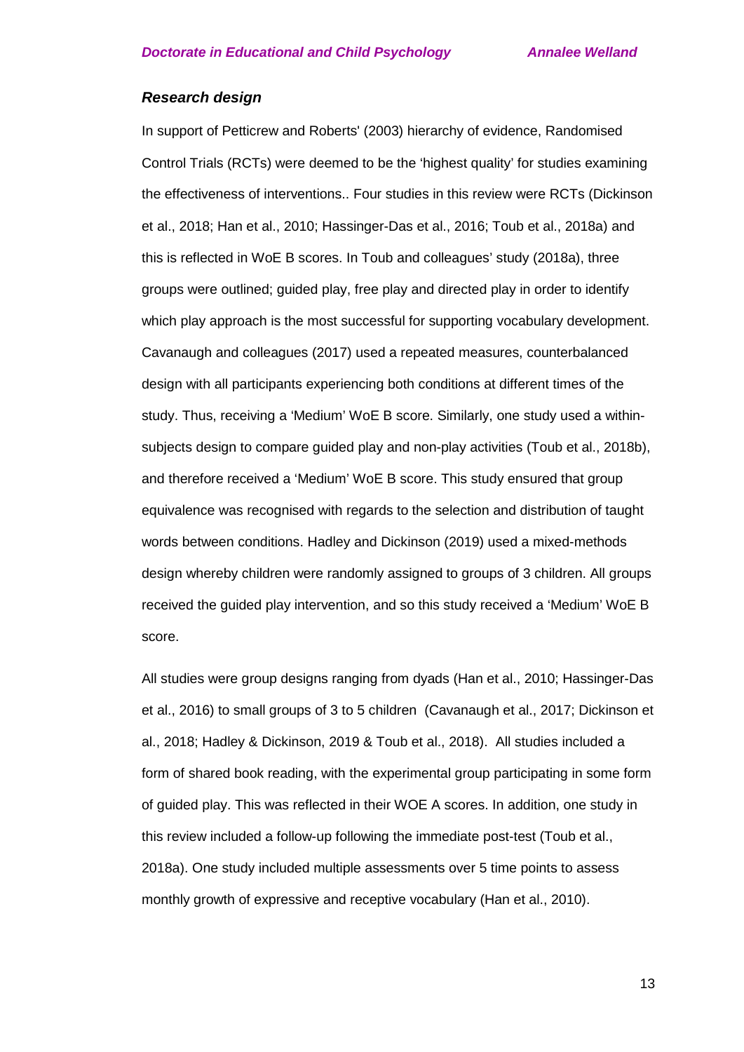### *Research design*

In support of Petticrew and Roberts' (2003) hierarchy of evidence, Randomised Control Trials (RCTs) were deemed to be the 'highest quality' for studies examining the effectiveness of interventions.. Four studies in this review were RCTs (Dickinson et al., 2018; Han et al., 2010; Hassinger-Das et al., 2016; Toub et al., 2018a) and this is reflected in WoE B scores. In Toub and colleagues' study (2018a), three groups were outlined; guided play, free play and directed play in order to identify which play approach is the most successful for supporting vocabulary development. Cavanaugh and colleagues (2017) used a repeated measures, counterbalanced design with all participants experiencing both conditions at different times of the study. Thus, receiving a 'Medium' WoE B score. Similarly, one study used a within-subjects design to compare guided play and non-play activities (Toub et al., 2018b), and therefore received a 'Medium' WoE B score. This study ensured that group equivalence was recognised with regards to the selection and distribution of taught words between conditions. Hadley and Dickinson (2019) used a mixed-methods design whereby children were randomly assigned to groups of 3 children. All groups received the guided play intervention, and so this study received a 'Medium' WoE B score.

All studies were group designs ranging from dyads (Han et al., 2010; Hassinger-Das et al., 2016) to small groups of 3 to 5 children (Cavanaugh et al., 2017; Dickinson et al., 2018; Hadley & Dickinson, 2019 & Toub et al., 2018). All studies included a form of shared book reading, with the experimental group participating in some form of guided play. This was reflected in their WOE A scores. In addition, one study in this review included a follow-up following the immediate post-test (Toub et al., 2018a). One study included multiple assessments over 5 time points to assess monthly growth of expressive and receptive vocabulary (Han et al., 2010).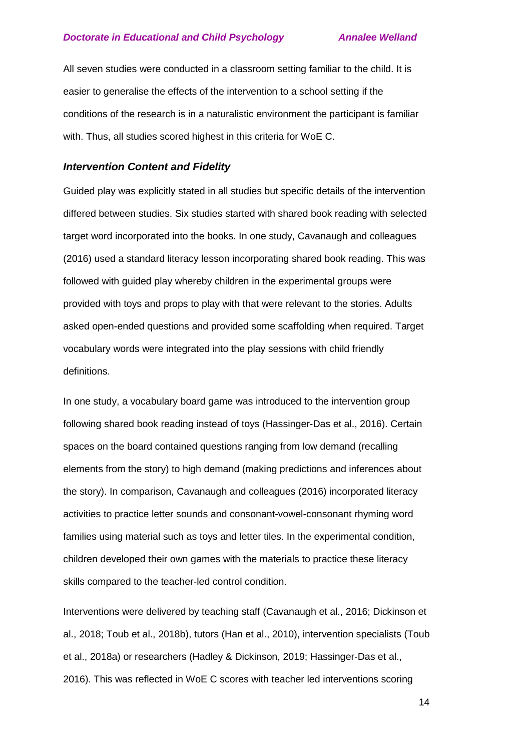All seven studies were conducted in a classroom setting familiar to the child. It is easier to generalise the effects of the intervention to a school setting if the conditions of the research is in a naturalistic environment the participant is familiar with. Thus, all studies scored highest in this criteria for WoE C.

### *Intervention Content and Fidelity*

Guided play was explicitly stated in all studies but specific details of the intervention differed between studies. Six studies started with shared book reading with selected target word incorporated into the books. In one study, Cavanaugh and colleagues (2016) used a standard literacy lesson incorporating shared book reading. This was followed with guided play whereby children in the experimental groups were provided with toys and props to play with that were relevant to the stories. Adults asked open-ended questions and provided some scaffolding when required. Target vocabulary words were integrated into the play sessions with child friendly definitions.

In one study, a vocabulary board game was introduced to the intervention group following shared book reading instead of toys (Hassinger-Das et al., 2016). Certain spaces on the board contained questions ranging from low demand (recalling elements from the story) to high demand (making predictions and inferences about the story). In comparison, Cavanaugh and colleagues (2016) incorporated literacy activities to practice letter sounds and consonant-vowel-consonant rhyming word families using material such as toys and letter tiles. In the experimental condition, children developed their own games with the materials to practice these literacy skills compared to the teacher-led control condition.

Interventions were delivered by teaching staff (Cavanaugh et al., 2016; Dickinson et al., 2018; Toub et al., 2018b), tutors (Han et al., 2010), intervention specialists (Toub et al., 2018a) or researchers (Hadley & Dickinson, 2019; Hassinger-Das et al., 2016). This was reflected in WoE C scores with teacher led interventions scoring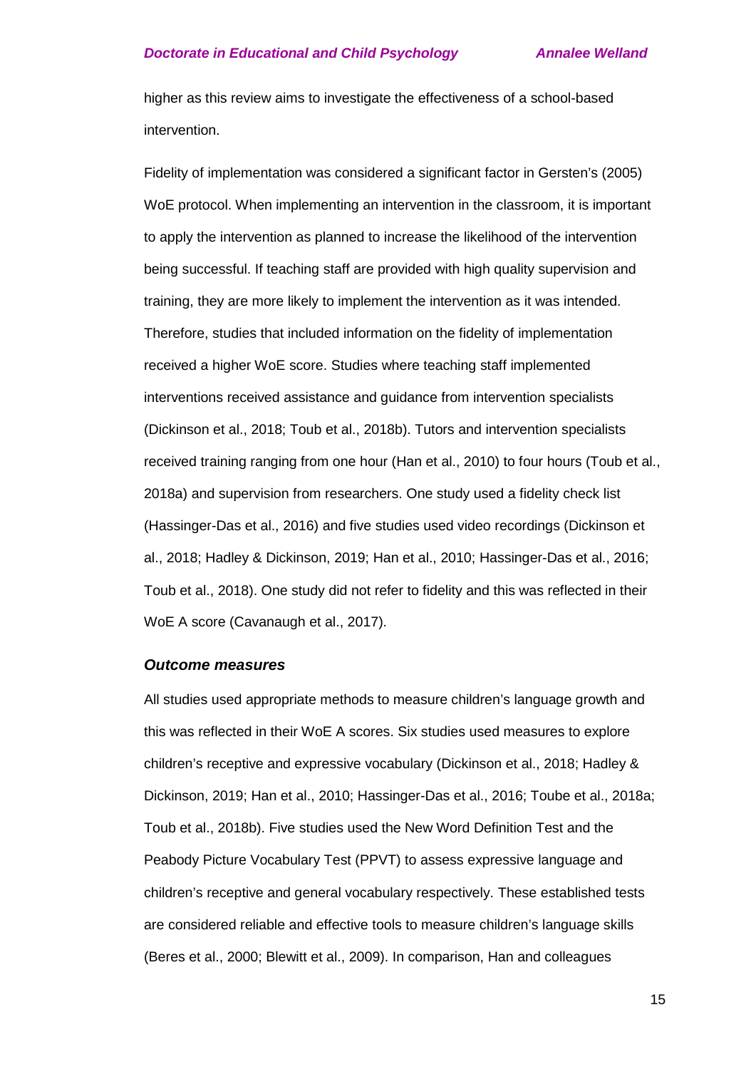higher as this review aims to investigate the effectiveness of a school-based intervention.

Fidelity of implementation was considered a significant factor in Gersten's (2005) WoE protocol. When implementing an intervention in the classroom, it is important to apply the intervention as planned to increase the likelihood of the intervention being successful. If teaching staff are provided with high quality supervision and training, they are more likely to implement the intervention as it was intended. Therefore, studies that included information on the fidelity of implementation received a higher WoE score. Studies where teaching staff implemented interventions received assistance and guidance from intervention specialists (Dickinson et al., 2018; Toub et al., 2018b). Tutors and intervention specialists received training ranging from one hour (Han et al., 2010) to four hours (Toub et al., 2018a) and supervision from researchers. One study used a fidelity check list (Hassinger-Das et al., 2016) and five studies used video recordings (Dickinson et al., 2018; Hadley & Dickinson, 2019; Han et al., 2010; Hassinger-Das et al., 2016; Toub et al., 2018). One study did not refer to fidelity and this was reflected in their WoE A score (Cavanaugh et al., 2017).

### *Outcome measures*

All studies used appropriate methods to measure children's language growth and this was reflected in their WoE A scores. Six studies used measures to explore children's receptive and expressive vocabulary (Dickinson et al., 2018; Hadley & Dickinson, 2019; Han et al., 2010; Hassinger-Das et al., 2016; Toube et al., 2018a; Toub et al., 2018b). Five studies used the New Word Definition Test and the Peabody Picture Vocabulary Test (PPVT) to assess expressive language and children's receptive and general vocabulary respectively. These established tests are considered reliable and effective tools to measure children's language skills (Beres et al., 2000; Blewitt et al., 2009). In comparison, Han and colleagues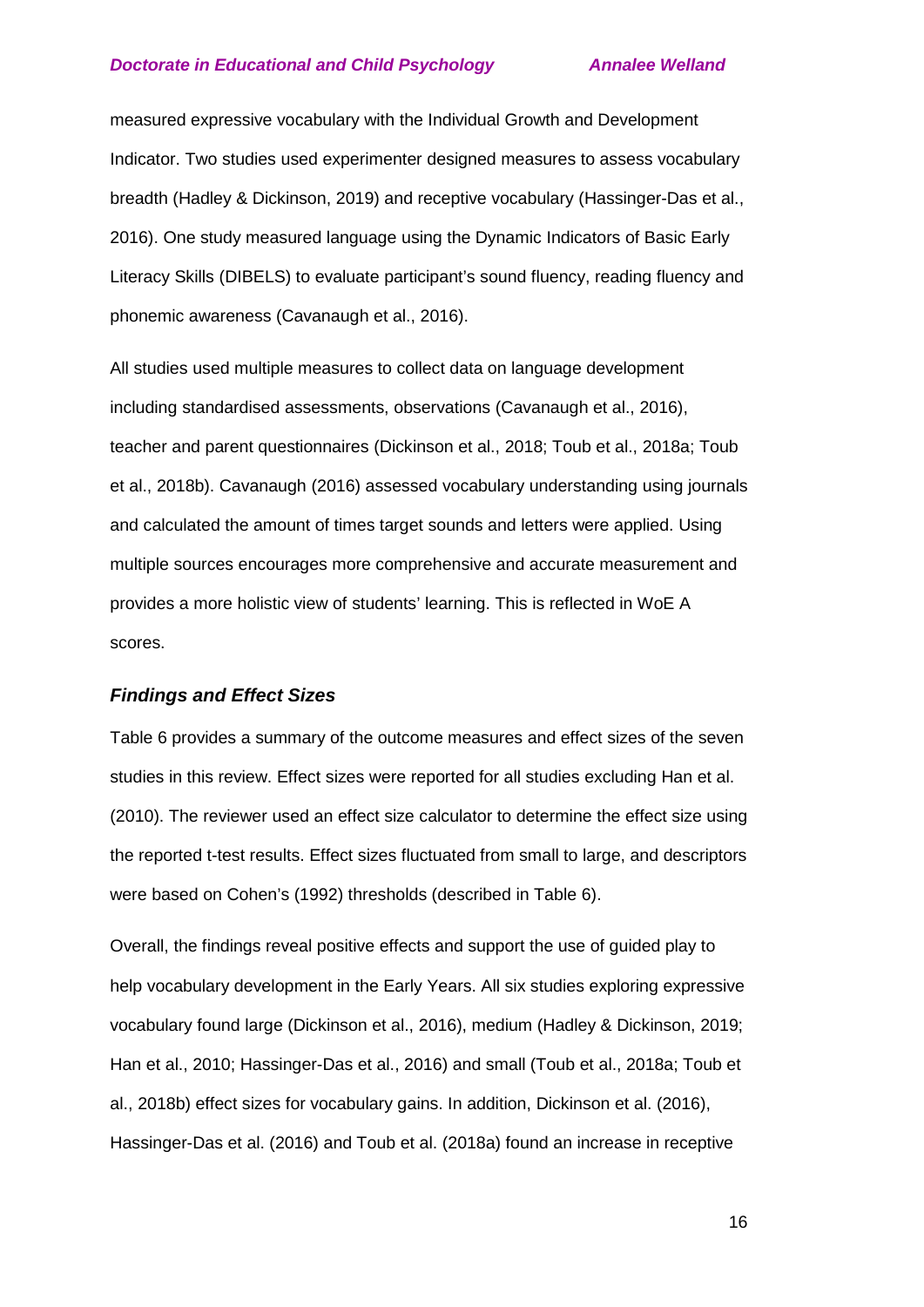measured expressive vocabulary with the Individual Growth and Development Indicator. Two studies used experimenter designed measures to assess vocabulary breadth (Hadley & Dickinson, 2019) and receptive vocabulary (Hassinger-Das et al., 2016). One study measured language using the Dynamic Indicators of Basic Early Literacy Skills (DIBELS) to evaluate participant's sound fluency, reading fluency and phonemic awareness (Cavanaugh et al., 2016).

All studies used multiple measures to collect data on language development including standardised assessments, observations (Cavanaugh et al., 2016), teacher and parent questionnaires (Dickinson et al., 2018; Toub et al., 2018a; Toub et al., 2018b). Cavanaugh (2016) assessed vocabulary understanding using journals and calculated the amount of times target sounds and letters were applied. Using multiple sources encourages more comprehensive and accurate measurement and provides a more holistic view of students' learning. This is reflected in WoE A scores.

### *Findings and Effect Sizes*

Table 6 provides a summary of the outcome measures and effect sizes of the seven studies in this review. Effect sizes were reported for all studies excluding Han et al. (2010). The reviewer used an effect size calculator to determine the effect size using the reported t-test results. Effect sizes fluctuated from small to large, and descriptors were based on Cohen's (1992) thresholds (described in Table 6).

Overall, the findings reveal positive effects and support the use of guided play to help vocabulary development in the Early Years. All six studies exploring expressive vocabulary found large (Dickinson et al., 2016), medium (Hadley & Dickinson, 2019; Han et al., 2010; Hassinger-Das et al., 2016) and small (Toub et al., 2018a; Toub et al., 2018b) effect sizes for vocabulary gains. In addition, Dickinson et al. (2016), Hassinger-Das et al. (2016) and Toub et al. (2018a) found an increase in receptive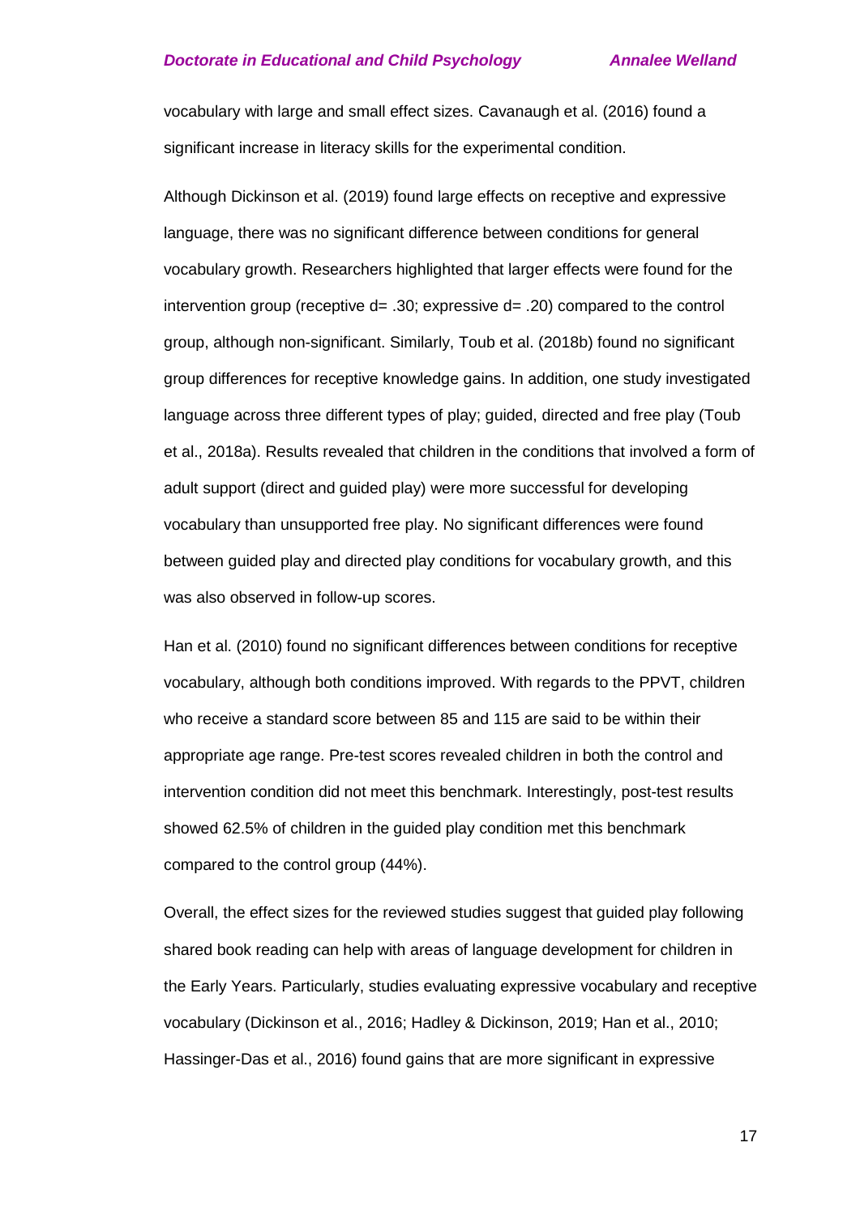vocabulary with large and small effect sizes. Cavanaugh et al. (2016) found a significant increase in literacy skills for the experimental condition.

Although Dickinson et al. (2019) found large effects on receptive and expressive language, there was no significant difference between conditions for general vocabulary growth. Researchers highlighted that larger effects were found for the intervention group (receptive d= .30; expressive d= .20) compared to the control group, although non-significant. Similarly, Toub et al. (2018b) found no significant group differences for receptive knowledge gains. In addition, one study investigated language across three different types of play; guided, directed and free play (Toub et al., 2018a). Results revealed that children in the conditions that involved a form of adult support (direct and guided play) were more successful for developing vocabulary than unsupported free play. No significant differences were found between guided play and directed play conditions for vocabulary growth, and this was also observed in follow-up scores.

Han et al. (2010) found no significant differences between conditions for receptive vocabulary, although both conditions improved. With regards to the PPVT, children who receive a standard score between 85 and 115 are said to be within their appropriate age range. Pre-test scores revealed children in both the control and intervention condition did not meet this benchmark. Interestingly, post-test results showed 62.5% of children in the guided play condition met this benchmark compared to the control group (44%).

Overall, the effect sizes for the reviewed studies suggest that guided play following shared book reading can help with areas of language development for children in the Early Years. Particularly, studies evaluating expressive vocabulary and receptive vocabulary (Dickinson et al., 2016; Hadley & Dickinson, 2019; Han et al., 2010; Hassinger-Das et al., 2016) found gains that are more significant in expressive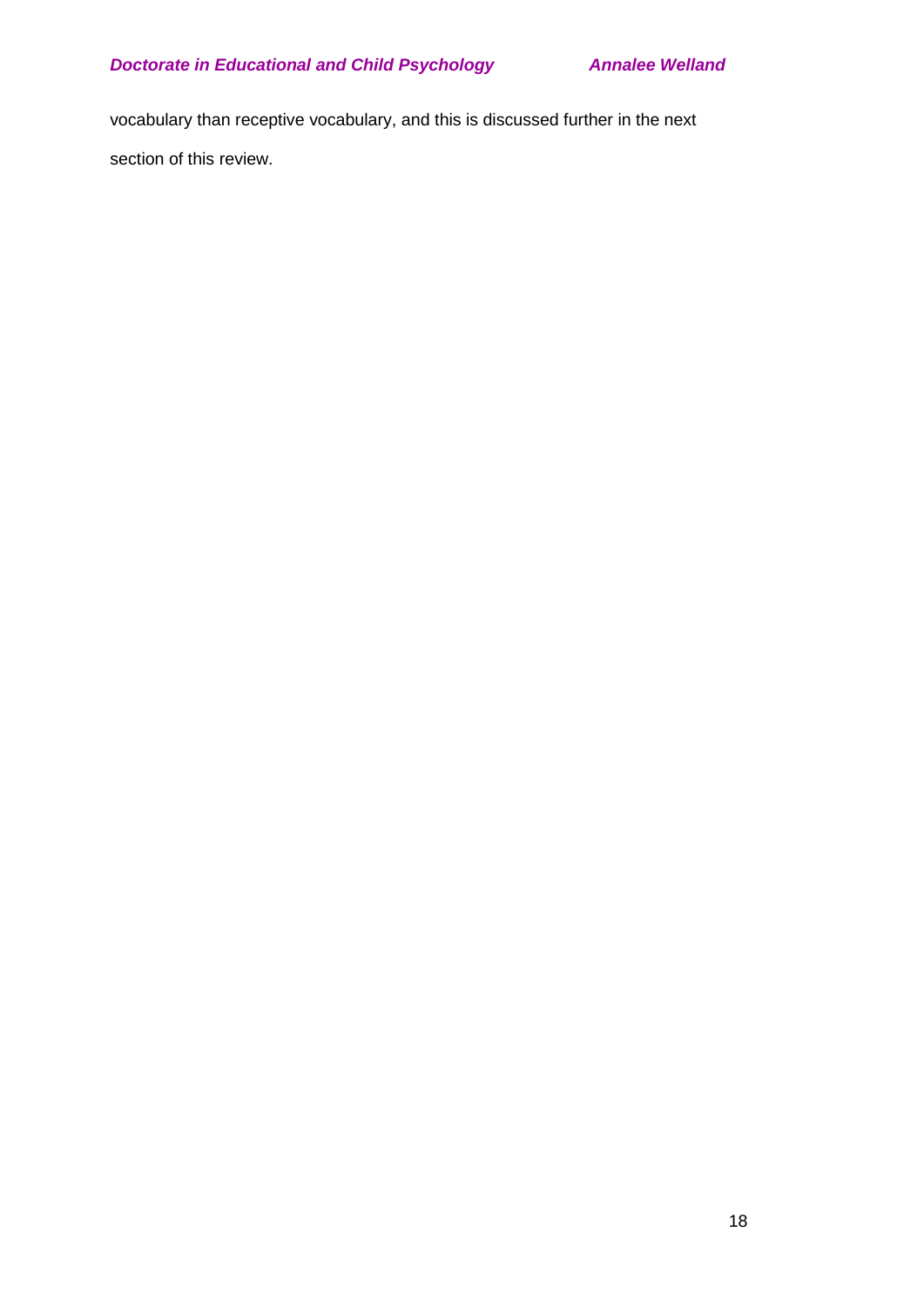vocabulary than receptive vocabulary, and this is discussed further in the next section of this review.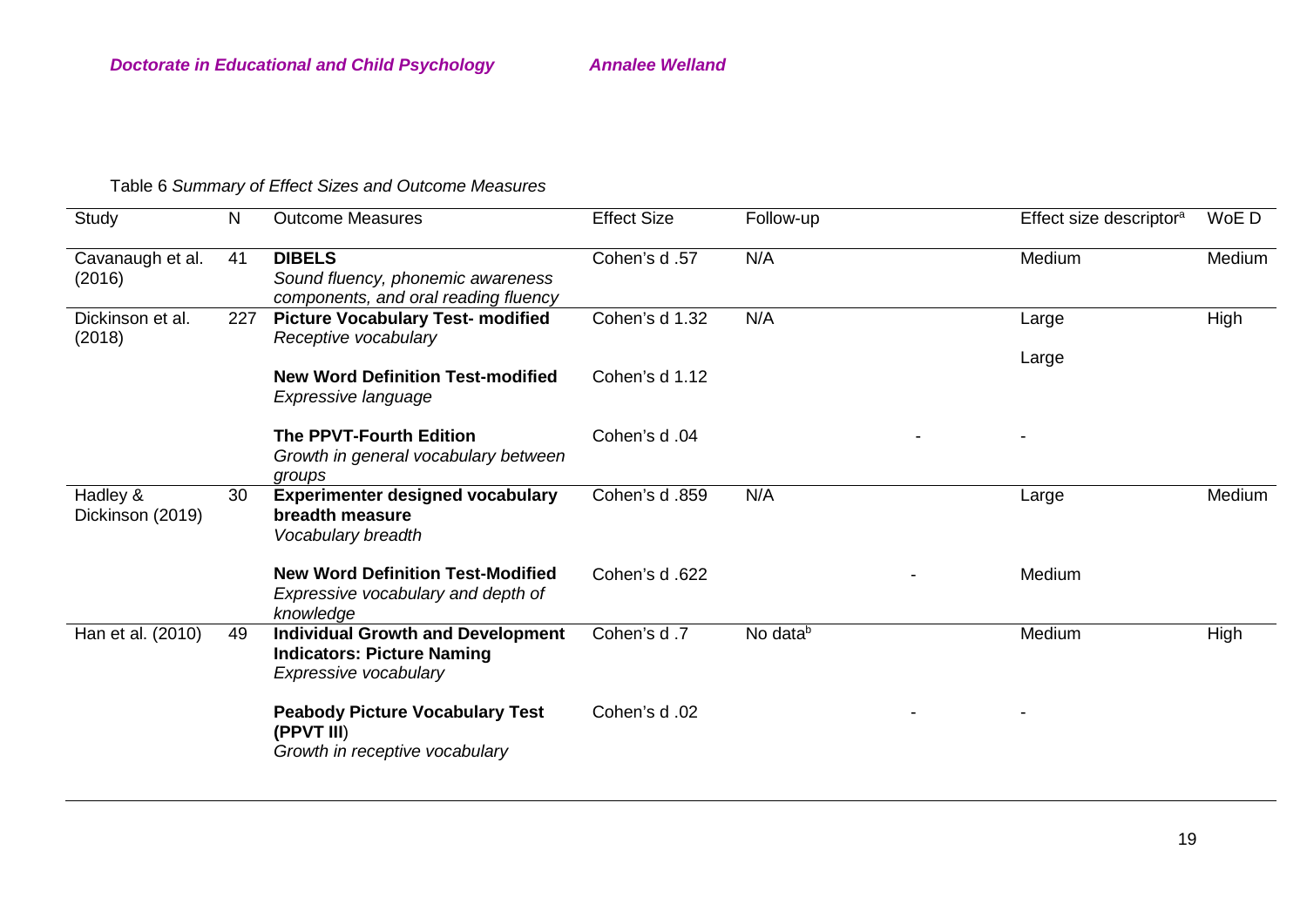Table 6 *Summary of Effect Sizes and Outcome Measures*

| Study | N | Outcome Measures | Effect Size | Follow-up | Effect size descriptor[a] | WoE D |
|---|---|---|---|---|---|---|
| Cavanaugh et al. (2016) | 41 | **DIBELS**<br>*Sound fluency, phonemic awareness components, and oral reading fluency* | Cohen's d .57 | N/A | Medium | Medium |
| Dickinson et al. (2018) | 227 | **Picture Vocabulary Test- modified**<br>*Receptive vocabulary* | Cohen's d 1.32 | N/A | Large | High |
| | | **New Word Definition Test-modified**<br>*Expressive language* | Cohen's d 1.12 | | Large | |
| | | **The PPVT-Fourth Edition**<br>*Growth in general vocabulary between groups* | Cohen's d .04 | - | - | |
| Hadley & Dickinson (2019) | 30 | **Experimenter designed vocabulary breadth measure**<br>*Vocabulary breadth* | Cohen's d .859 | N/A | Large | Medium |
| | | **New Word Definition Test-Modified**<br>*Expressive vocabulary and depth of knowledge* | Cohen's d .622 | - | Medium | |
| Han et al. (2010) | 49 | **Individual Growth and Development Indicators: Picture Naming**<br>*Expressive vocabulary* | Cohen's d .7 | No data[b] | Medium | High |
| | | **Peabody Picture Vocabulary Test (PPVT III)**<br>*Growth in receptive vocabulary* | Cohen's d .02 | - | - | |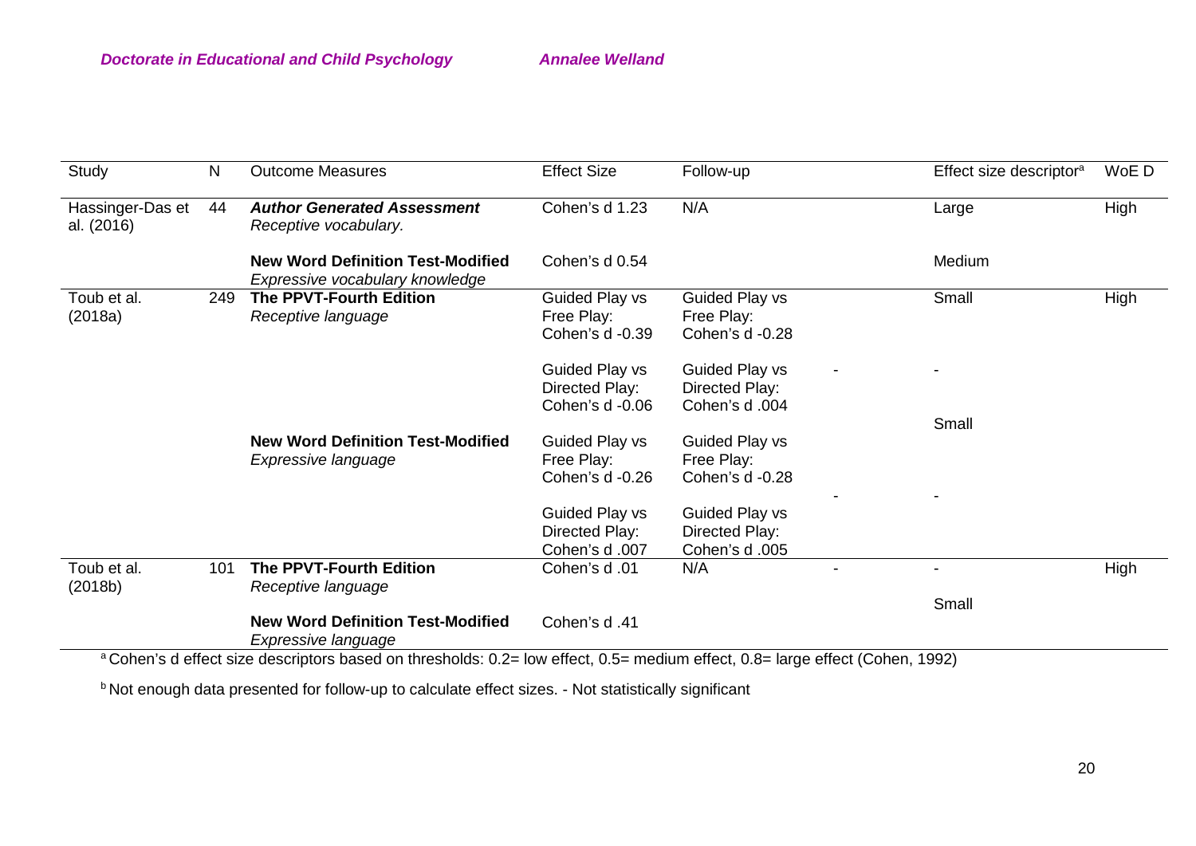| Study | N | Outcome Measures | Effect Size | Follow-up | | Effect size descriptor[a] | WoE D |
|---|---|---|---|---|---|---|---|
| Hassinger-Das et al. (2016) | 44 | ***Author Generated Assessment*** *Receptive vocabulary.* | Cohen's d 1.23 | N/A | | Large | High |
| | | **New Word Definition Test-Modified** *Expressive vocabulary knowledge* | Cohen's d 0.54 | | | Medium | |
| Toub et al. (2018a) | 249 | **The PPVT-Fourth Edition** *Receptive language* | Guided Play vs Free Play: Cohen's d -0.39 | Guided Play vs Free Play: Cohen's d -0.28 | | Small | High |
| | | | Guided Play vs Directed Play: Cohen's d -0.06 | Guided Play vs Directed Play: Cohen's d .004 | - | - | |
| | | **New Word Definition Test-Modified** *Expressive language* | Guided Play vs Free Play: Cohen's d -0.26 | Guided Play vs Free Play: Cohen's d -0.28 | | Small | |
| | | | Guided Play vs Directed Play: Cohen's d .007 | Guided Play vs Directed Play: Cohen's d .005 | - | - | |
| Toub et al. (2018b) | 101 | **The PPVT-Fourth Edition** *Receptive language* | Cohen's d .01 | N/A | - | - | High |
| | | **New Word Definition Test-Modified** *Expressive language* | Cohen's d .41 | | | Small | |

[a] Cohen's d effect size descriptors based on thresholds: 0.2= low effect, 0.5= medium effect, 0.8= large effect (Cohen, 1992)

[b] Not enough data presented for follow-up to calculate effect sizes. - Not statistically significant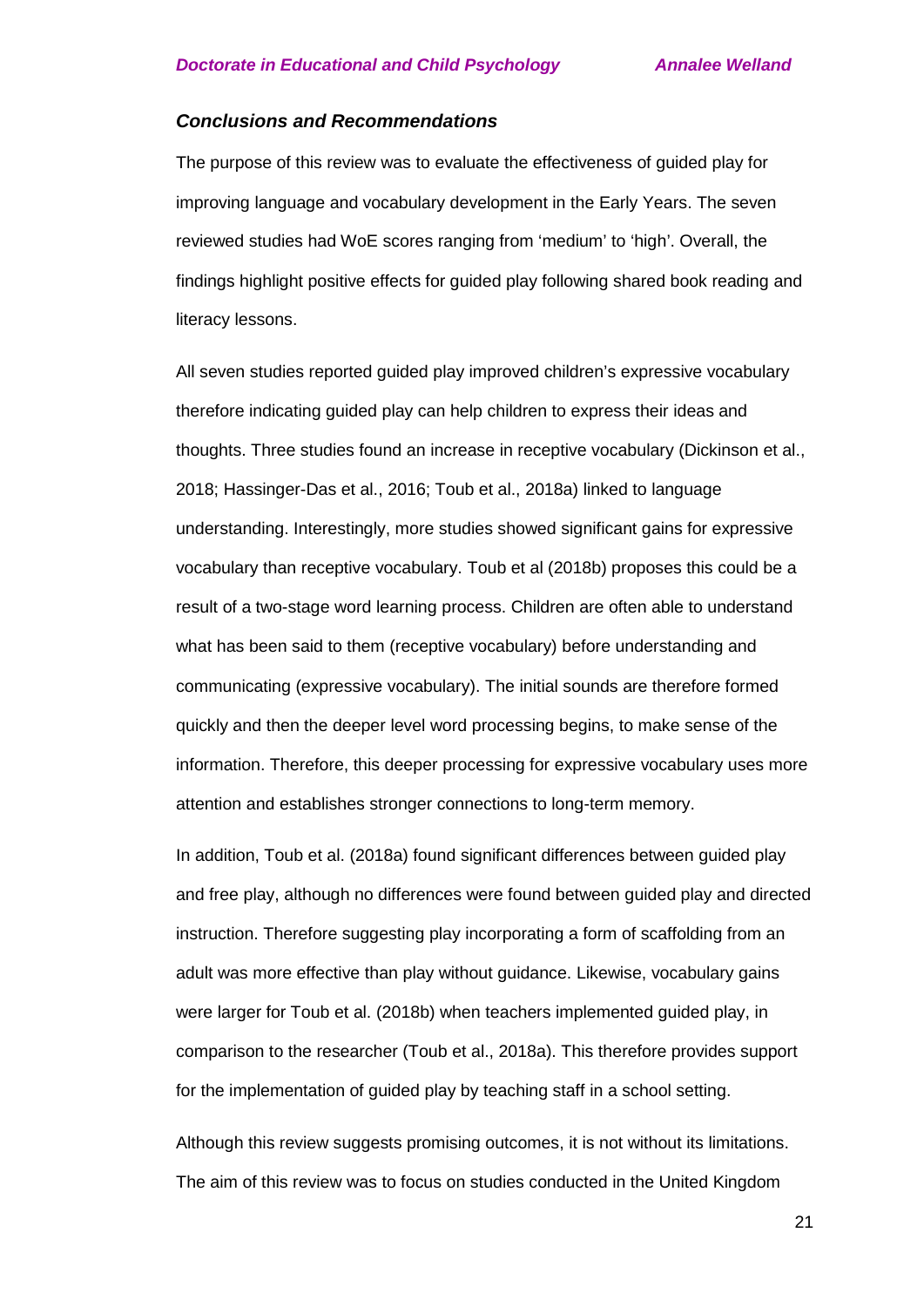### *Conclusions and Recommendations*

The purpose of this review was to evaluate the effectiveness of guided play for improving language and vocabulary development in the Early Years. The seven reviewed studies had WoE scores ranging from 'medium' to 'high'. Overall, the findings highlight positive effects for guided play following shared book reading and literacy lessons.

All seven studies reported guided play improved children's expressive vocabulary therefore indicating guided play can help children to express their ideas and thoughts. Three studies found an increase in receptive vocabulary (Dickinson et al., 2018; Hassinger-Das et al., 2016; Toub et al., 2018a) linked to language understanding. Interestingly, more studies showed significant gains for expressive vocabulary than receptive vocabulary. Toub et al (2018b) proposes this could be a result of a two-stage word learning process. Children are often able to understand what has been said to them (receptive vocabulary) before understanding and communicating (expressive vocabulary). The initial sounds are therefore formed quickly and then the deeper level word processing begins, to make sense of the information. Therefore, this deeper processing for expressive vocabulary uses more attention and establishes stronger connections to long-term memory.

In addition, Toub et al. (2018a) found significant differences between guided play and free play, although no differences were found between guided play and directed instruction. Therefore suggesting play incorporating a form of scaffolding from an adult was more effective than play without guidance. Likewise, vocabulary gains were larger for Toub et al. (2018b) when teachers implemented guided play, in comparison to the researcher (Toub et al., 2018a). This therefore provides support for the implementation of guided play by teaching staff in a school setting.

Although this review suggests promising outcomes, it is not without its limitations. The aim of this review was to focus on studies conducted in the United Kingdom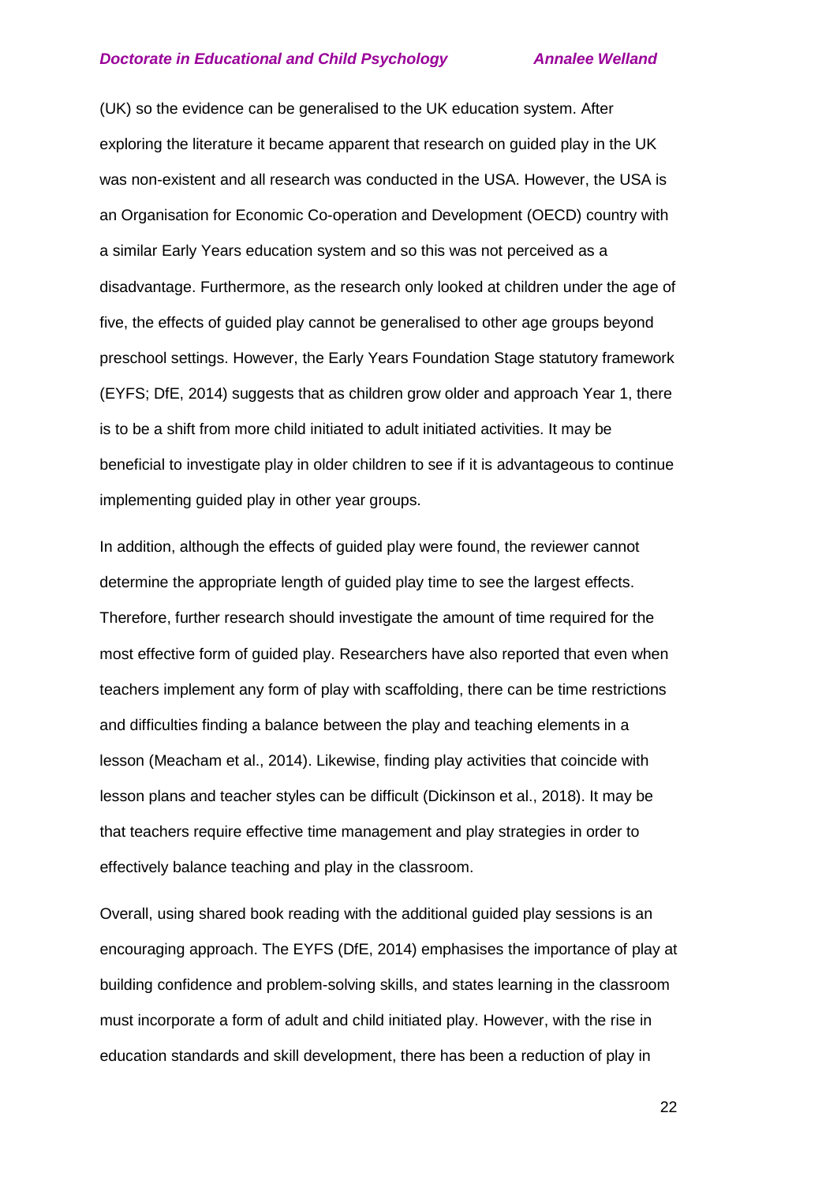(UK) so the evidence can be generalised to the UK education system. After exploring the literature it became apparent that research on guided play in the UK was non-existent and all research was conducted in the USA. However, the USA is an Organisation for Economic Co-operation and Development (OECD) country with a similar Early Years education system and so this was not perceived as a disadvantage. Furthermore, as the research only looked at children under the age of five, the effects of guided play cannot be generalised to other age groups beyond preschool settings. However, the Early Years Foundation Stage statutory framework (EYFS; DfE, 2014) suggests that as children grow older and approach Year 1, there is to be a shift from more child initiated to adult initiated activities. It may be beneficial to investigate play in older children to see if it is advantageous to continue implementing guided play in other year groups.

In addition, although the effects of guided play were found, the reviewer cannot determine the appropriate length of guided play time to see the largest effects. Therefore, further research should investigate the amount of time required for the most effective form of guided play. Researchers have also reported that even when teachers implement any form of play with scaffolding, there can be time restrictions and difficulties finding a balance between the play and teaching elements in a lesson (Meacham et al., 2014). Likewise, finding play activities that coincide with lesson plans and teacher styles can be difficult (Dickinson et al., 2018). It may be that teachers require effective time management and play strategies in order to effectively balance teaching and play in the classroom.

Overall, using shared book reading with the additional guided play sessions is an encouraging approach. The EYFS (DfE, 2014) emphasises the importance of play at building confidence and problem-solving skills, and states learning in the classroom must incorporate a form of adult and child initiated play. However, with the rise in education standards and skill development, there has been a reduction of play in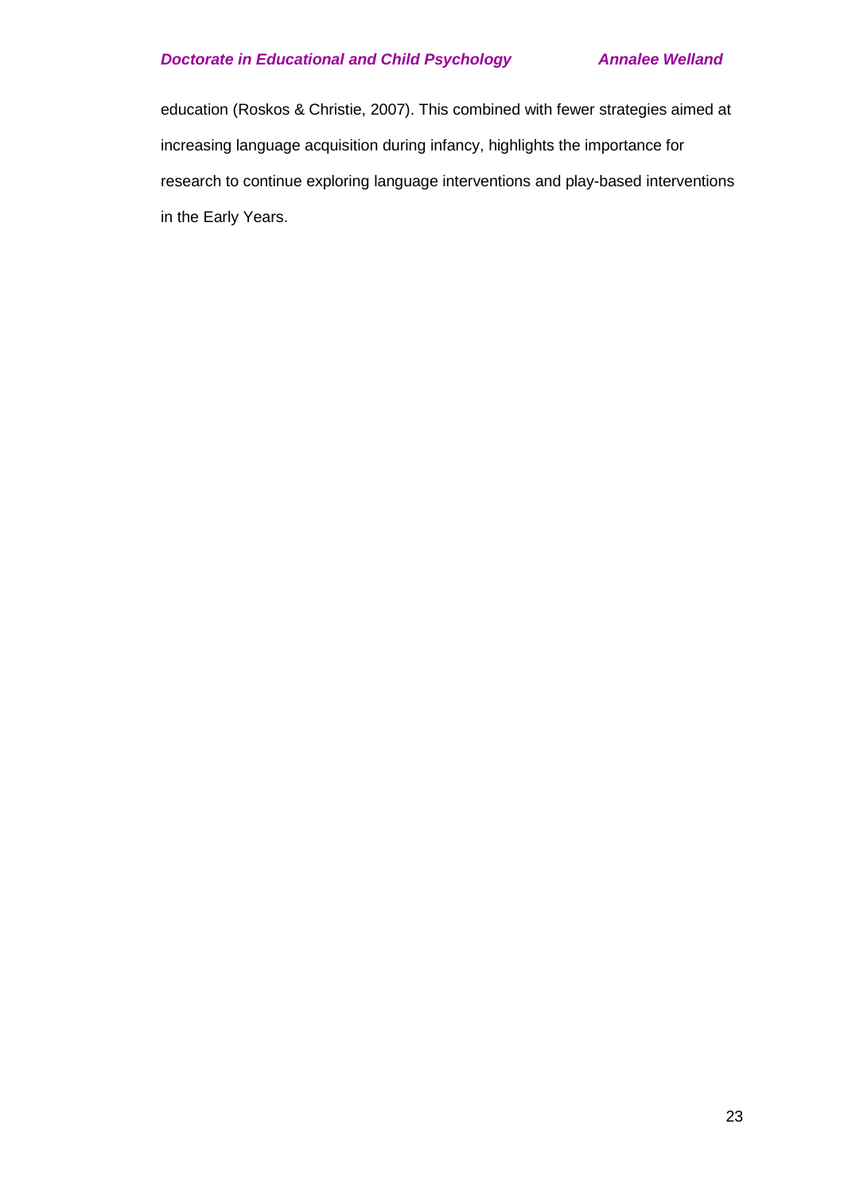education (Roskos & Christie, 2007). This combined with fewer strategies aimed at increasing language acquisition during infancy, highlights the importance for research to continue exploring language interventions and play-based interventions in the Early Years.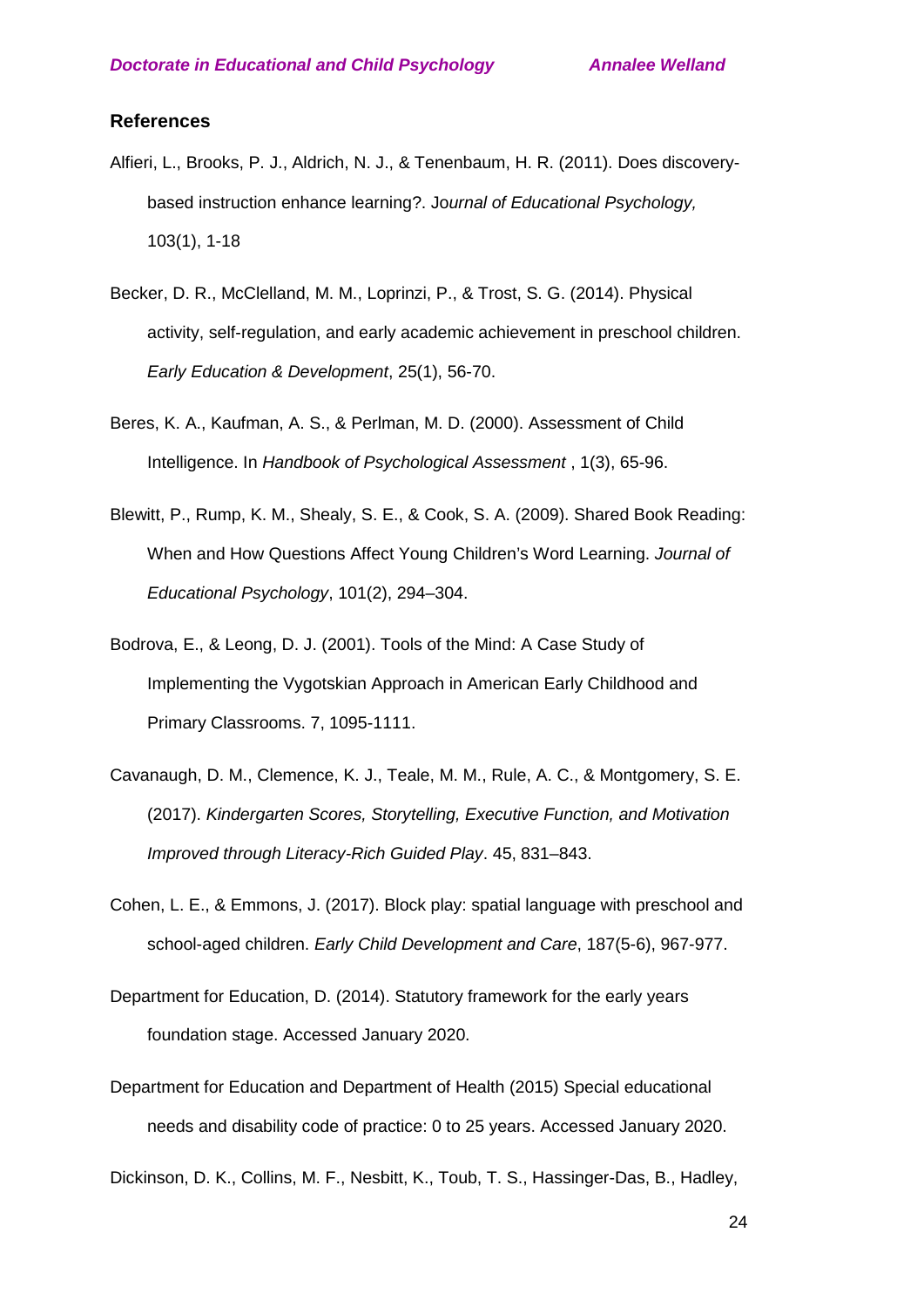## References

Alfieri, L., Brooks, P. J., Aldrich, N. J., & Tenenbaum, H. R. (2011). Does discovery-based instruction enhance learning?. Jo*urnal of Educational Psychology,* 103(1), 1-18

Becker, D. R., McClelland, M. M., Loprinzi, P., & Trost, S. G. (2014). Physical activity, self-regulation, and early academic achievement in preschool children. *Early Education & Development*, 25(1), 56-70.

Beres, K. A., Kaufman, A. S., & Perlman, M. D. (2000). Assessment of Child Intelligence. In *Handbook of Psychological Assessment* , 1(3), 65-96.

Blewitt, P., Rump, K. M., Shealy, S. E., & Cook, S. A. (2009). Shared Book Reading: When and How Questions Affect Young Children's Word Learning. *Journal of Educational Psychology*, 101(2), 294–304.

Bodrova, E., & Leong, D. J. (2001). Tools of the Mind: A Case Study of Implementing the Vygotskian Approach in American Early Childhood and Primary Classrooms. 7, 1095-1111.

Cavanaugh, D. M., Clemence, K. J., Teale, M. M., Rule, A. C., & Montgomery, S. E. (2017). *Kindergarten Scores, Storytelling, Executive Function, and Motivation Improved through Literacy-Rich Guided Play*. 45, 831–843.

Cohen, L. E., & Emmons, J. (2017). Block play: spatial language with preschool and school-aged children. *Early Child Development and Care*, 187(5-6), 967-977.

Department for Education, D. (2014). Statutory framework for the early years foundation stage. Accessed January 2020.

Department for Education and Department of Health (2015) Special educational needs and disability code of practice: 0 to 25 years. Accessed January 2020.

Dickinson, D. K., Collins, M. F., Nesbitt, K., Toub, T. S., Hassinger-Das, B., Hadley,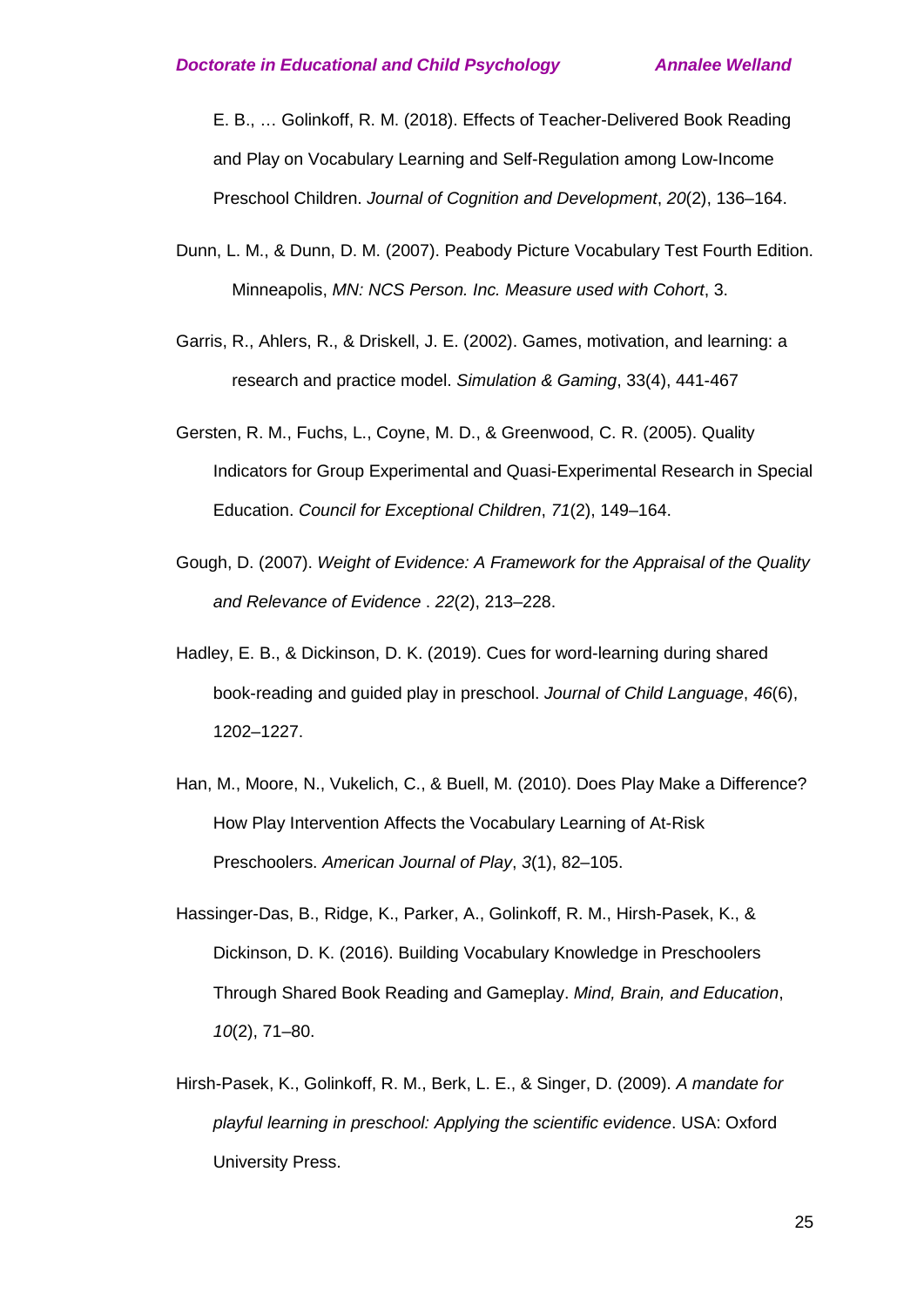E. B., … Golinkoff, R. M. (2018). Effects of Teacher-Delivered Book Reading and Play on Vocabulary Learning and Self-Regulation among Low-Income Preschool Children. *Journal of Cognition and Development*, *20*(2), 136–164.

Dunn, L. M., & Dunn, D. M. (2007). Peabody Picture Vocabulary Test Fourth Edition. Minneapolis, *MN: NCS Person. Inc. Measure used with Cohort*, 3.

Garris, R., Ahlers, R., & Driskell, J. E. (2002). Games, motivation, and learning: a research and practice model. *Simulation & Gaming*, 33(4), 441-467

Gersten, R. M., Fuchs, L., Coyne, M. D., & Greenwood, C. R. (2005). Quality Indicators for Group Experimental and Quasi-Experimental Research in Special Education. *Council for Exceptional Children*, *71*(2), 149–164.

Gough, D. (2007). *Weight of Evidence: A Framework for the Appraisal of the Quality and Relevance of Evidence* . *22*(2), 213–228.

Hadley, E. B., & Dickinson, D. K. (2019). Cues for word-learning during shared book-reading and guided play in preschool. *Journal of Child Language*, *46*(6), 1202–1227.

Han, M., Moore, N., Vukelich, C., & Buell, M. (2010). Does Play Make a Difference? How Play Intervention Affects the Vocabulary Learning of At-Risk Preschoolers. *American Journal of Play*, *3*(1), 82–105.

Hassinger-Das, B., Ridge, K., Parker, A., Golinkoff, R. M., Hirsh-Pasek, K., & Dickinson, D. K. (2016). Building Vocabulary Knowledge in Preschoolers Through Shared Book Reading and Gameplay. *Mind, Brain, and Education*, *10*(2), 71–80.

Hirsh-Pasek, K., Golinkoff, R. M., Berk, L. E., & Singer, D. (2009). *A mandate for playful learning in preschool: Applying the scientific evidence*. USA: Oxford University Press.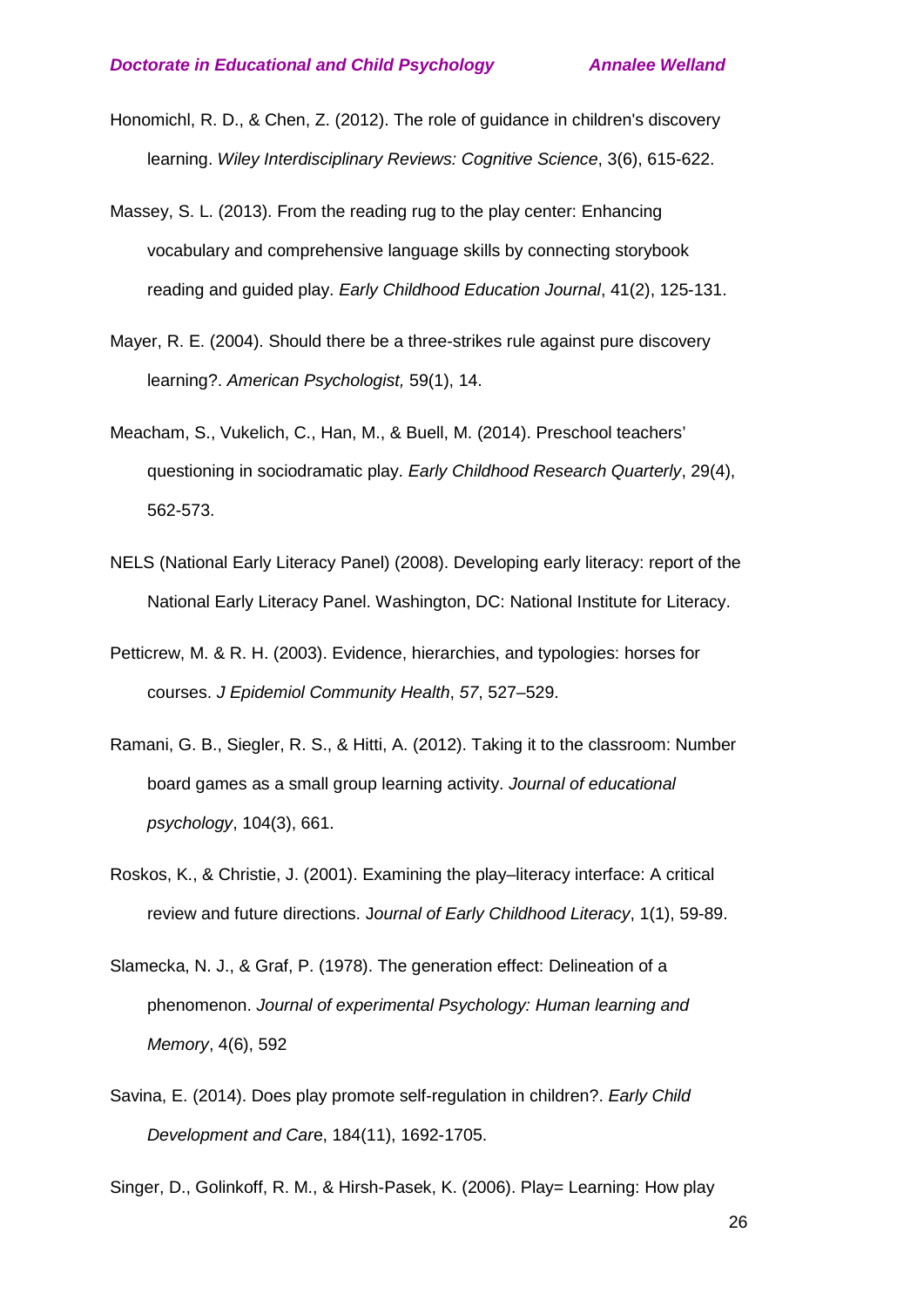Honomichl, R. D., & Chen, Z. (2012). The role of guidance in children's discovery learning. *Wiley Interdisciplinary Reviews: Cognitive Science*, 3(6), 615-622.

Massey, S. L. (2013). From the reading rug to the play center: Enhancing vocabulary and comprehensive language skills by connecting storybook reading and guided play. *Early Childhood Education Journal*, 41(2), 125-131.

Mayer, R. E. (2004). Should there be a three-strikes rule against pure discovery learning?. *American Psychologist,* 59(1), 14.

Meacham, S., Vukelich, C., Han, M., & Buell, M. (2014). Preschool teachers' questioning in sociodramatic play. *Early Childhood Research Quarterly*, 29(4), 562-573.

NELS (National Early Literacy Panel) (2008). Developing early literacy: report of the National Early Literacy Panel. Washington, DC: National Institute for Literacy.

Petticrew, M. & R. H. (2003). Evidence, hierarchies, and typologies: horses for courses. *J Epidemiol Community Health*, *57*, 527–529.

Ramani, G. B., Siegler, R. S., & Hitti, A. (2012). Taking it to the classroom: Number board games as a small group learning activity. *Journal of educational psychology*, 104(3), 661.

Roskos, K., & Christie, J. (2001). Examining the play–literacy interface: A critical review and future directions. J*ournal of Early Childhood Literacy*, 1(1), 59-89.

Slamecka, N. J., & Graf, P. (1978). The generation effect: Delineation of a phenomenon. *Journal of experimental Psychology: Human learning and Memory*, 4(6), 592

Savina, E. (2014). Does play promote self-regulation in children?. *Early Child Development and Car*e, 184(11), 1692-1705.

Singer, D., Golinkoff, R. M., & Hirsh-Pasek, K. (2006). Play= Learning: How play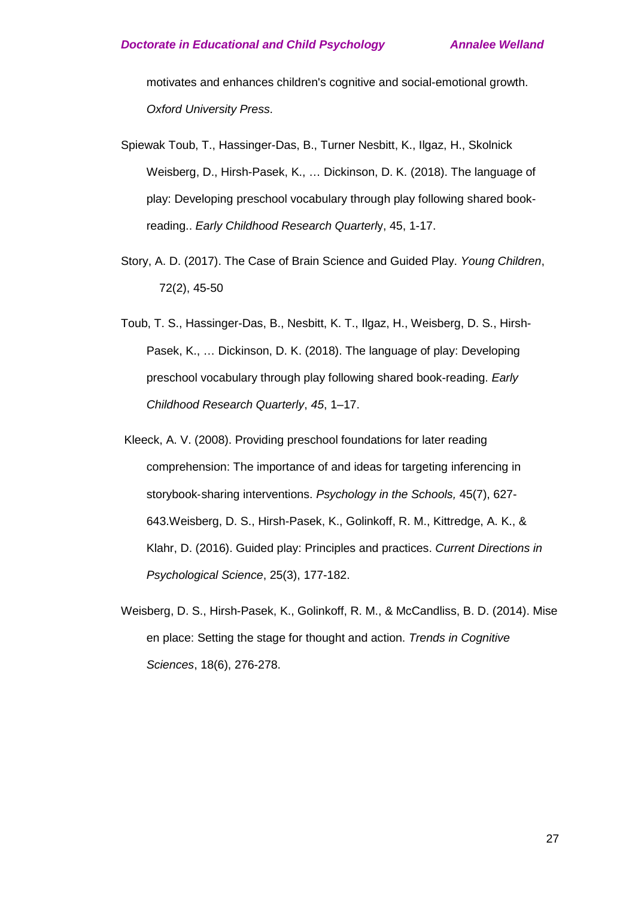motivates and enhances children's cognitive and social-emotional growth. *Oxford University Press*.

Spiewak Toub, T., Hassinger-Das, B., Turner Nesbitt, K., Ilgaz, H., Skolnick Weisberg, D., Hirsh-Pasek, K., … Dickinson, D. K. (2018). The language of play: Developing preschool vocabulary through play following shared book-reading.. *Early Childhood Research Quarterl*y, 45, 1-17.

Story, A. D. (2017). The Case of Brain Science and Guided Play. *Young Children*, 72(2), 45-50

Toub, T. S., Hassinger-Das, B., Nesbitt, K. T., Ilgaz, H., Weisberg, D. S., Hirsh-Pasek, K., … Dickinson, D. K. (2018). The language of play: Developing preschool vocabulary through play following shared book-reading. *Early Childhood Research Quarterly*, *45*, 1–17.

Kleeck, A. V. (2008). Providing preschool foundations for later reading comprehension: The importance of and ideas for targeting inferencing in storybook-sharing interventions. *Psychology in the Schools,* 45(7), 627-643.Weisberg, D. S., Hirsh-Pasek, K., Golinkoff, R. M., Kittredge, A. K., & Klahr, D. (2016). Guided play: Principles and practices. *Current Directions in Psychological Science*, 25(3), 177-182.

Weisberg, D. S., Hirsh-Pasek, K., Golinkoff, R. M., & McCandliss, B. D. (2014). Mise en place: Setting the stage for thought and action. *Trends in Cognitive Sciences*, 18(6), 276-278.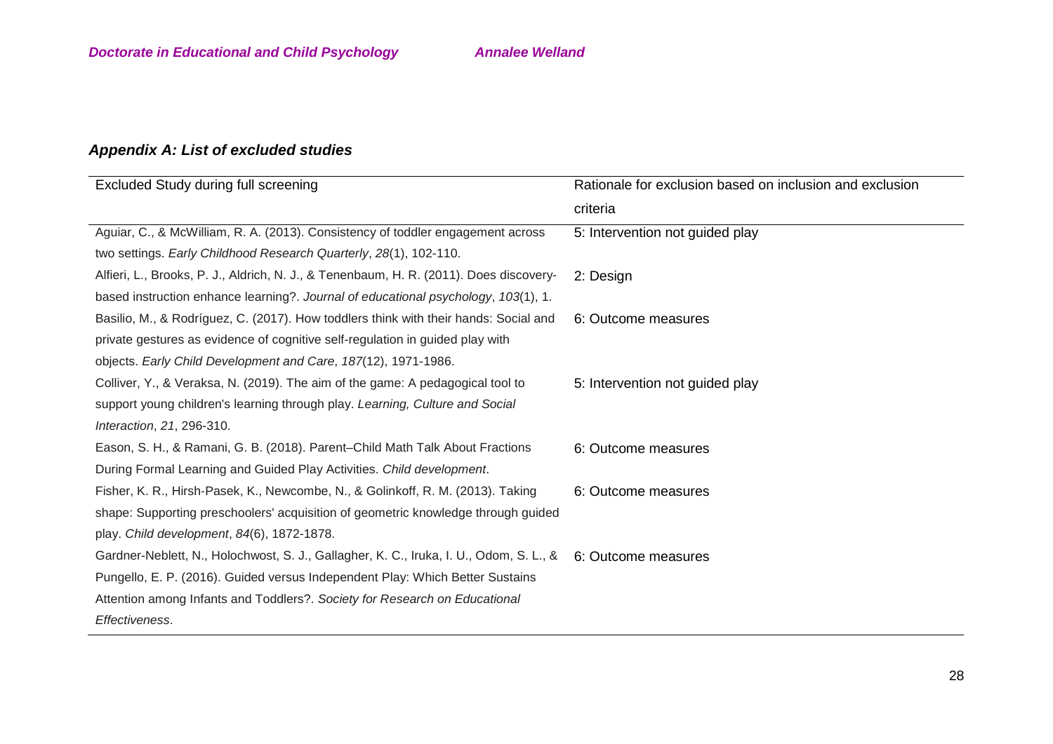### *Appendix A: List of excluded studies*

| Excluded Study during full screening | Rationale for exclusion based on inclusion and exclusion criteria |
|---|---|
| Aguiar, C., & McWilliam, R. A. (2013). Consistency of toddler engagement across two settings. *Early Childhood Research Quarterly*, *28*(1), 102-110. | 5: Intervention not guided play |
| Alfieri, L., Brooks, P. J., Aldrich, N. J., & Tenenbaum, H. R. (2011). Does discovery-based instruction enhance learning?. *Journal of educational psychology*, *103*(1), 1. | 2: Design |
| Basilio, M., & Rodríguez, C. (2017). How toddlers think with their hands: Social and private gestures as evidence of cognitive self-regulation in guided play with objects. *Early Child Development and Care*, *187*(12), 1971-1986. | 6: Outcome measures |
| Colliver, Y., & Veraksa, N. (2019). The aim of the game: A pedagogical tool to support young children's learning through play. *Learning, Culture and Social Interaction*, *21*, 296-310. | 5: Intervention not guided play |
| Eason, S. H., & Ramani, G. B. (2018). Parent–Child Math Talk About Fractions During Formal Learning and Guided Play Activities. *Child development*. | 6: Outcome measures |
| Fisher, K. R., Hirsh-Pasek, K., Newcombe, N., & Golinkoff, R. M. (2013). Taking shape: Supporting preschoolers' acquisition of geometric knowledge through guided play. *Child development*, *84*(6), 1872-1878. | 6: Outcome measures |
| Gardner-Neblett, N., Holochwost, S. J., Gallagher, K. C., Iruka, I. U., Odom, S. L., & Pungello, E. P. (2016). Guided versus Independent Play: Which Better Sustains Attention among Infants and Toddlers?. *Society for Research on Educational Effectiveness*. | 6: Outcome measures |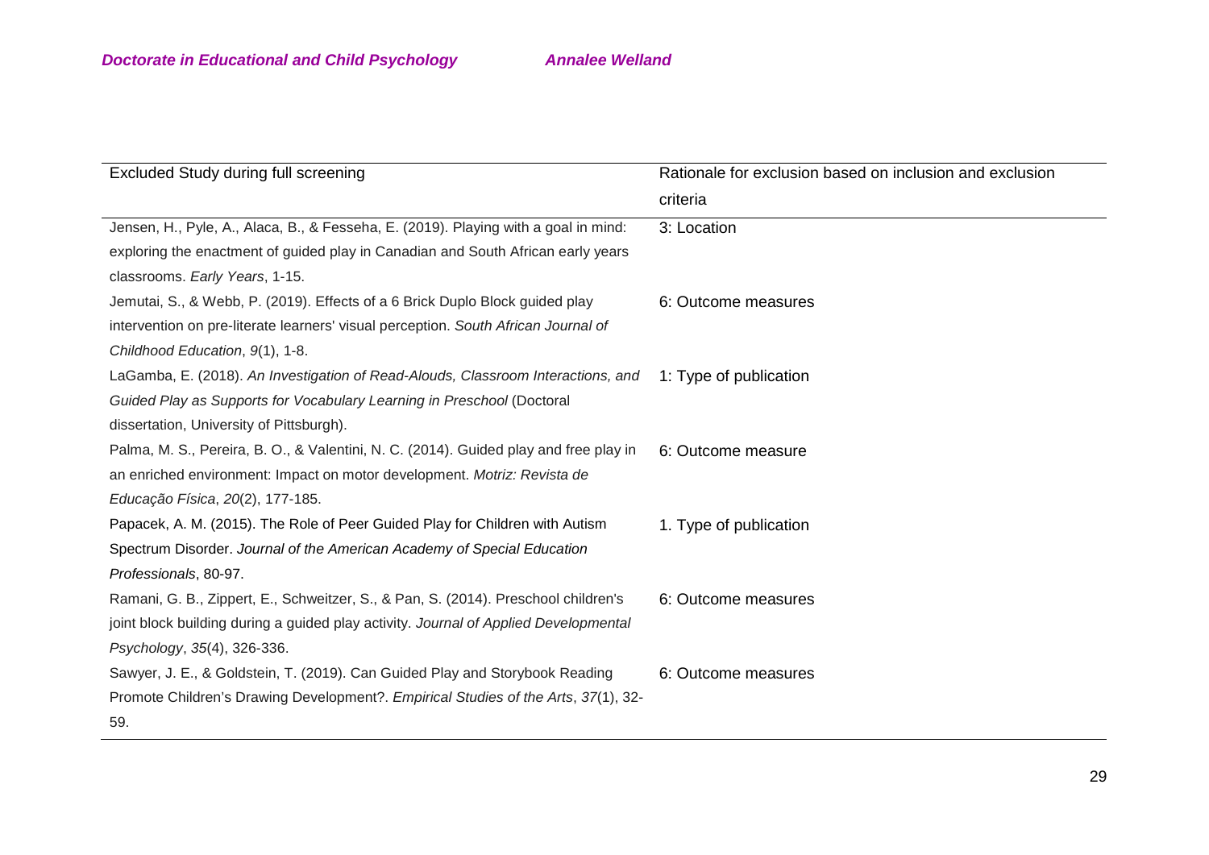| Excluded Study during full screening | Rationale for exclusion based on inclusion and exclusion criteria |
| --- | --- |
| Jensen, H., Pyle, A., Alaca, B., & Fesseha, E. (2019). Playing with a goal in mind: exploring the enactment of guided play in Canadian and South African early years classrooms. *Early Years*, 1-15. | 3: Location |
| Jemutai, S., & Webb, P. (2019). Effects of a 6 Brick Duplo Block guided play intervention on pre-literate learners' visual perception. *South African Journal of Childhood Education*, *9*(1), 1-8. | 6: Outcome measures |
| LaGamba, E. (2018). *An Investigation of Read-Alouds, Classroom Interactions, and Guided Play as Supports for Vocabulary Learning in Preschool* (Doctoral dissertation, University of Pittsburgh). | 1: Type of publication |
| Palma, M. S., Pereira, B. O., & Valentini, N. C. (2014). Guided play and free play in an enriched environment: Impact on motor development. *Motriz: Revista de Educação Física*, *20*(2), 177-185. | 6: Outcome measure |
| Papacek, A. M. (2015). The Role of Peer Guided Play for Children with Autism Spectrum Disorder. *Journal of the American Academy of Special Education Professionals*, 80-97. | 1. Type of publication |
| Ramani, G. B., Zippert, E., Schweitzer, S., & Pan, S. (2014). Preschool children's joint block building during a guided play activity. *Journal of Applied Developmental Psychology*, *35*(4), 326-336. | 6: Outcome measures |
| Sawyer, J. E., & Goldstein, T. (2019). Can Guided Play and Storybook Reading Promote Children's Drawing Development?. *Empirical Studies of the Arts*, *37*(1), 32-59. | 6: Outcome measures |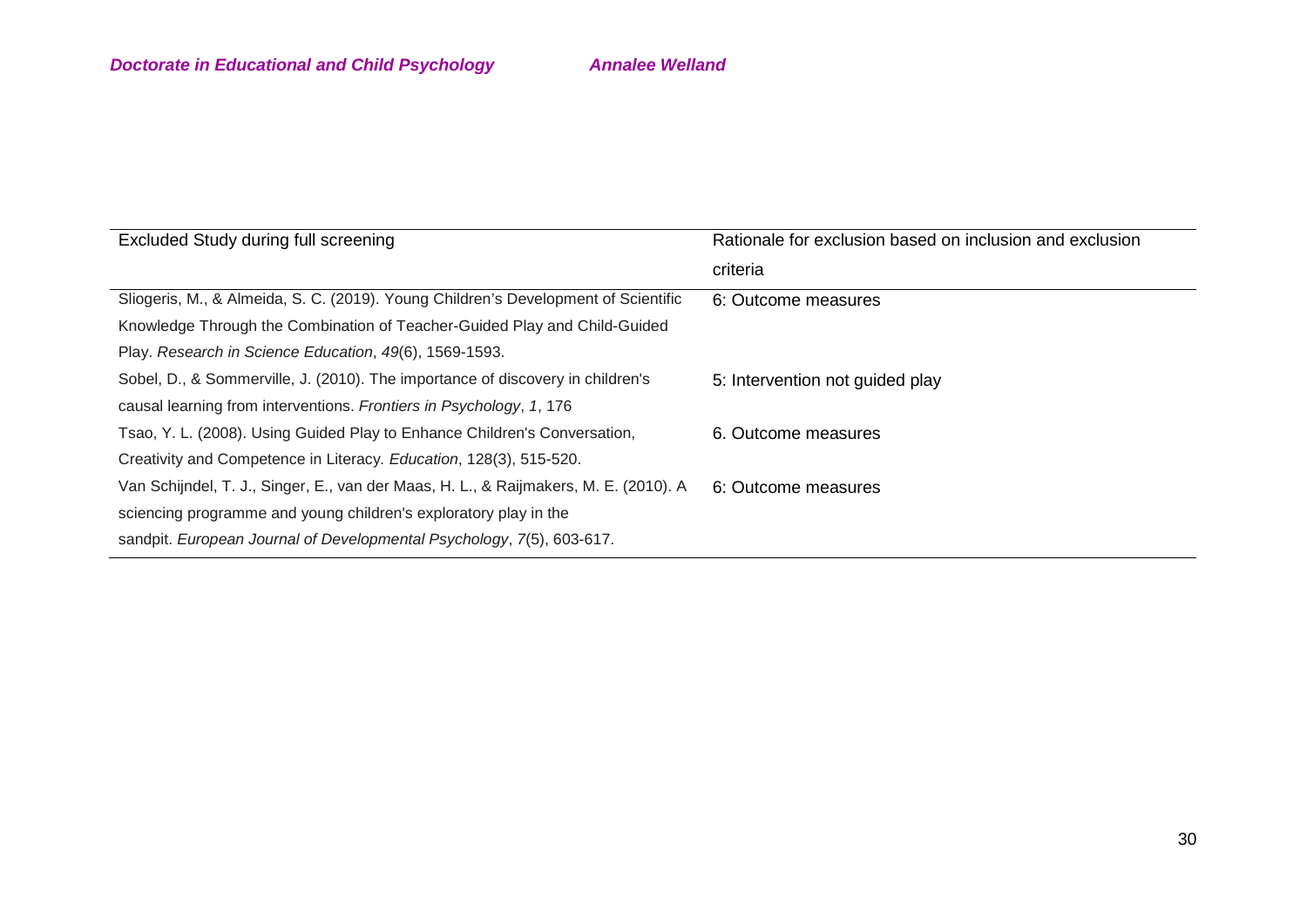| Excluded Study during full screening | Rationale for exclusion based on inclusion and exclusion criteria |
|---|---|
| Sliogeris, M., & Almeida, S. C. (2019). Young Children's Development of Scientific Knowledge Through the Combination of Teacher-Guided Play and Child-Guided Play. *Research in Science Education*, *49*(6), 1569-1593. | 6: Outcome measures |
| Sobel, D., & Sommerville, J. (2010). The importance of discovery in children's causal learning from interventions. *Frontiers in Psychology*, *1*, 176 | 5: Intervention not guided play |
| Tsao, Y. L. (2008). Using Guided Play to Enhance Children's Conversation, Creativity and Competence in Literacy. *Education*, 128(3), 515-520. | 6. Outcome measures |
| Van Schijndel, T. J., Singer, E., van der Maas, H. L., & Raijmakers, M. E. (2010). A sciencing programme and young children's exploratory play in the sandpit. *European Journal of Developmental Psychology*, *7*(5), 603-617. | 6: Outcome measures |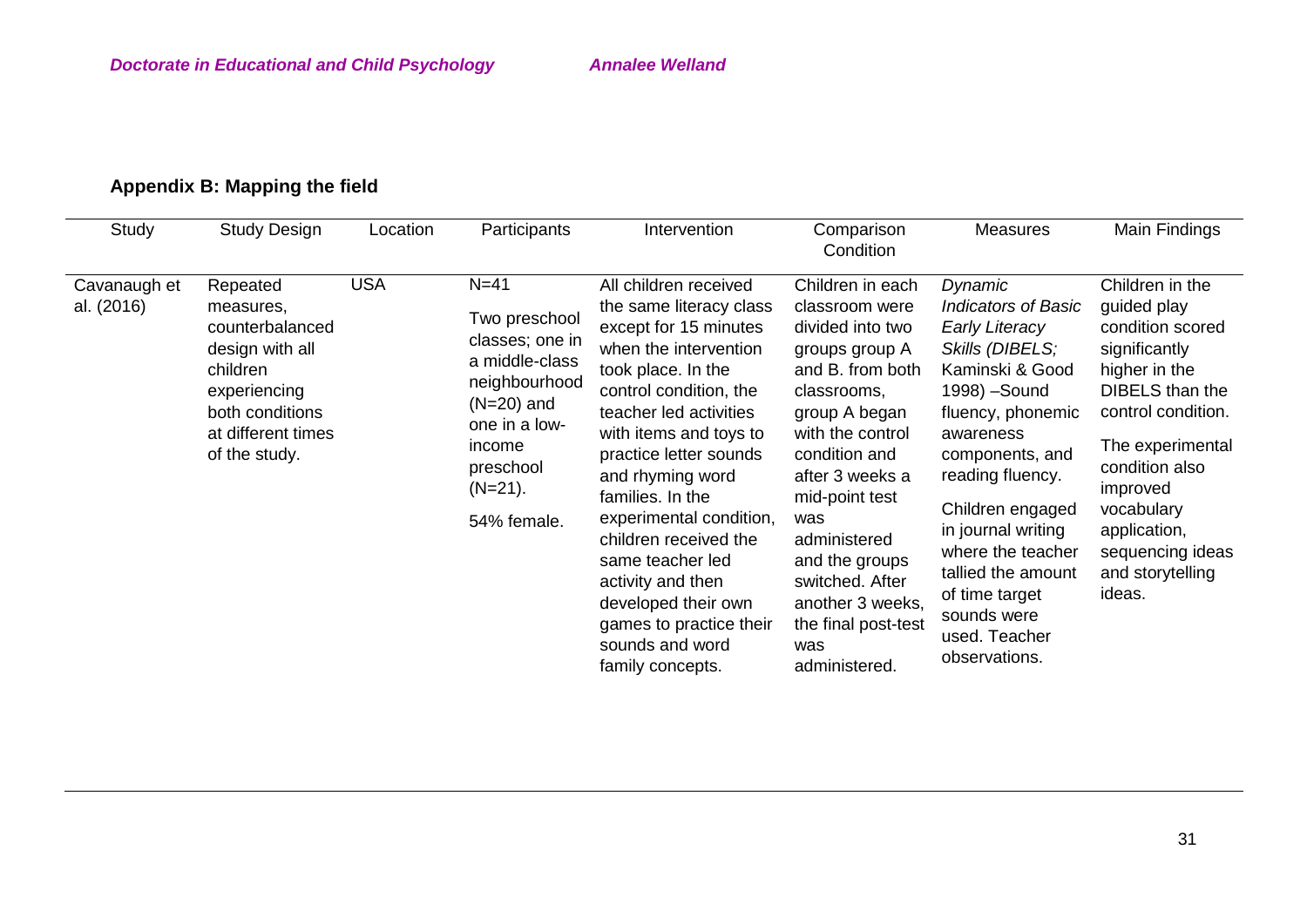## Appendix B: Mapping the field

| Study | Study Design | Location | Participants | Intervention | Comparison Condition | Measures | Main Findings |
|---|---|---|---|---|---|---|---|
| Cavanaugh et al. (2016) | Repeated measures, counterbalanced design with all children experiencing both conditions at different times of the study. | USA | N=41<br><br>Two preschool classes; one in a middle-class neighbourhood (N=20) and one in a low-income preschool (N=21).<br><br>54% female. | All children received the same literacy class except for 15 minutes when the intervention took place. In the control condition, the teacher led activities with items and toys to practice letter sounds and rhyming word families. In the experimental condition, children received the same teacher led activity and then developed their own games to practice their sounds and word family concepts. | Children in each classroom were divided into two groups group A and B. from both classrooms, group A began with the control condition and after 3 weeks a mid-point test was administered and the groups switched. After another 3 weeks, the final post-test was administered. | *Dynamic Indicators of Basic Early Literacy Skills (DIBELS;* Kaminski & Good 1998) –Sound fluency, phonemic awareness components, and reading fluency.<br><br>Children engaged in journal writing where the teacher tallied the amount of time target sounds were used. Teacher observations. | Children in the guided play condition scored significantly higher in the DIBELS than the control condition.<br><br>The experimental condition also improved vocabulary application, sequencing ideas and storytelling ideas. |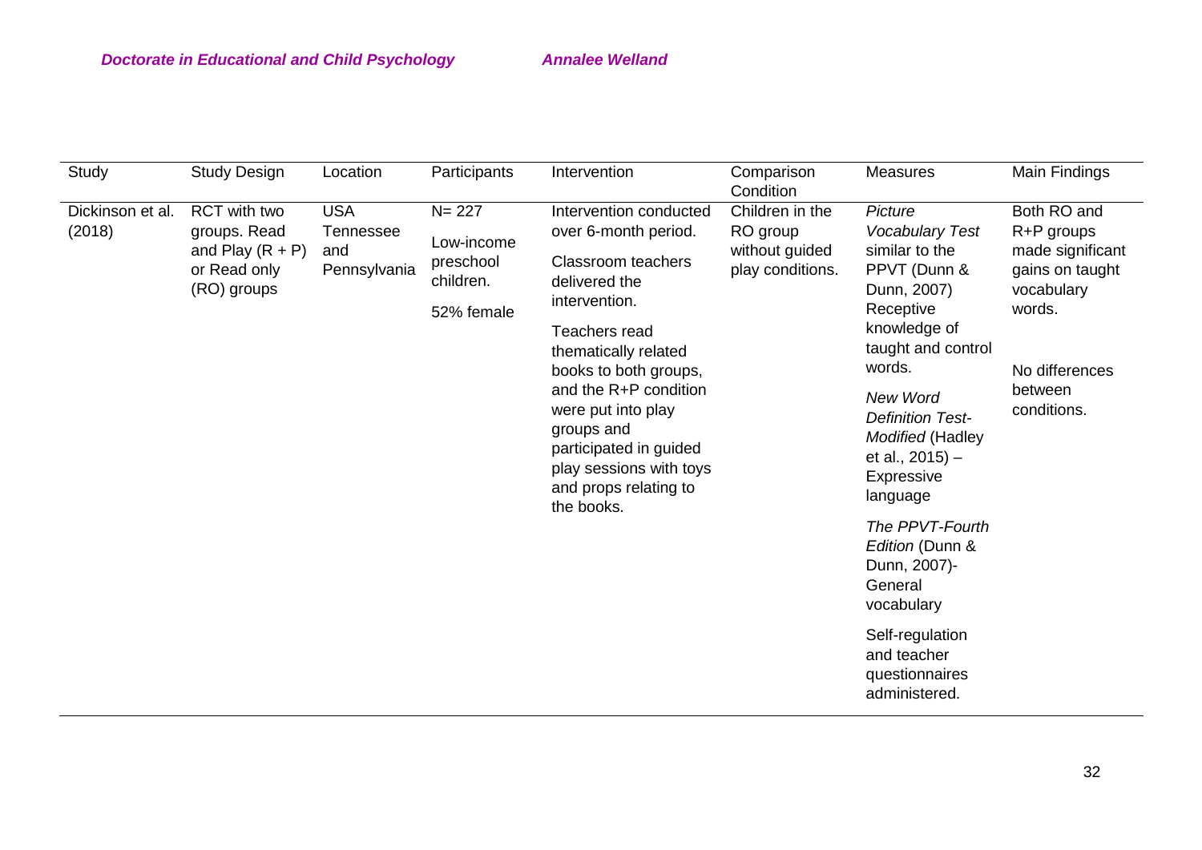| Study | Study Design | Location | Participants | Intervention | Comparison Condition | Measures | Main Findings |
|---|---|---|---|---|---|---|---|
| Dickinson et al. (2018) | RCT with two groups. Read and Play (R + P) or Read only (RO) groups | USA Tennessee and Pennsylvania | N= 227<br><br>Low-income preschool children.<br><br>52% female | Intervention conducted over 6-month period.<br><br>Classroom teachers delivered the intervention.<br><br>Teachers read thematically related books to both groups, and the R+P condition were put into play groups and participated in guided play sessions with toys and props relating to the books. | Children in the RO group without guided play conditions. | *Picture Vocabulary Test* similar to the PPVT (Dunn & Dunn, 2007) Receptive knowledge of taught and control words.<br><br>*New Word Definition Test-Modified* (Hadley et al., 2015) – Expressive language<br><br>*The PPVT-Fourth Edition* (Dunn & Dunn, 2007)- General vocabulary<br><br>Self-regulation and teacher questionnaires administered. | Both RO and R+P groups made significant gains on taught vocabulary words.<br><br>No differences between conditions. |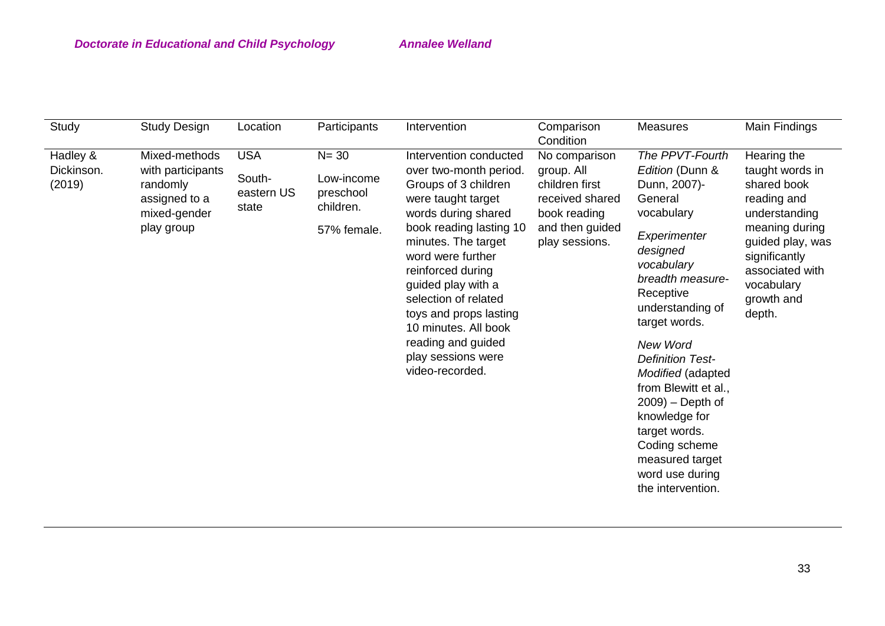| Study | Study Design | Location | Participants | Intervention | Comparison Condition | Measures | Main Findings |
|---|---|---|---|---|---|---|---|
| Hadley & Dickinson. (2019) | Mixed-methods with participants randomly assigned to a mixed-gender play group | USA<br><br>South-eastern US state | N= 30<br><br>Low-income preschool children.<br><br>57% female. | Intervention conducted over two-month period. Groups of 3 children were taught target words during shared book reading lasting 10 minutes. The target word were further reinforced during guided play with a selection of related toys and props lasting 10 minutes. All book reading and guided play sessions were video-recorded. | No comparison group. All children first received shared book reading and then guided play sessions. | *The PPVT-Fourth Edition* (Dunn & Dunn, 2007)- General vocabulary<br><br>*Experimenter designed vocabulary breadth measure*- Receptive understanding of target words.<br><br>*New Word Definition Test-Modified* (adapted from Blewitt et al., 2009) – Depth of knowledge for target words. Coding scheme measured target word use during the intervention. | Hearing the taught words in shared book reading and understanding meaning during guided play, was significantly associated with vocabulary growth and depth. |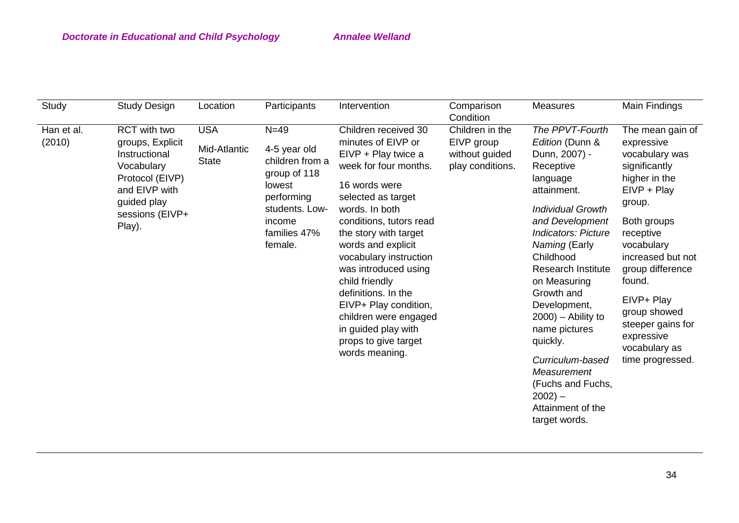| Study | Study Design | Location | Participants | Intervention | Comparison Condition | Measures | Main Findings |
|---|---|---|---|---|---|---|---|
| Han et al. (2010) | RCT with two groups, Explicit Instructional Vocabulary Protocol (EIVP) and EIVP with guided play sessions (EIVP+ Play). | USA<br><br>Mid-Atlantic State | N=49<br><br>4-5 year old children from a group of 118 lowest performing students. Low-income families 47% female. | Children received 30 minutes of EIVP or EIVP + Play twice a week for four months.<br><br>16 words were selected as target words. In both conditions, tutors read the story with target words and explicit vocabulary instruction was introduced using child friendly definitions. In the EIVP+ Play condition, children were engaged in guided play with props to give target words meaning. | Children in the EIVP group without guided play conditions. | *The PPVT-Fourth Edition* (Dunn & Dunn, 2007) - Receptive language attainment.<br><br>*Individual Growth and Development Indicators: Picture Naming* (Early Childhood Research Institute on Measuring Growth and Development, 2000) – Ability to name pictures quickly.<br><br>*Curriculum-based Measurement* (Fuchs and Fuchs, 2002) – Attainment of the target words. | The mean gain of expressive vocabulary was significantly higher in the EIVP + Play group.<br><br>Both groups receptive vocabulary increased but not group difference found.<br><br>EIVP+ Play group showed steeper gains for expressive vocabulary as time progressed. |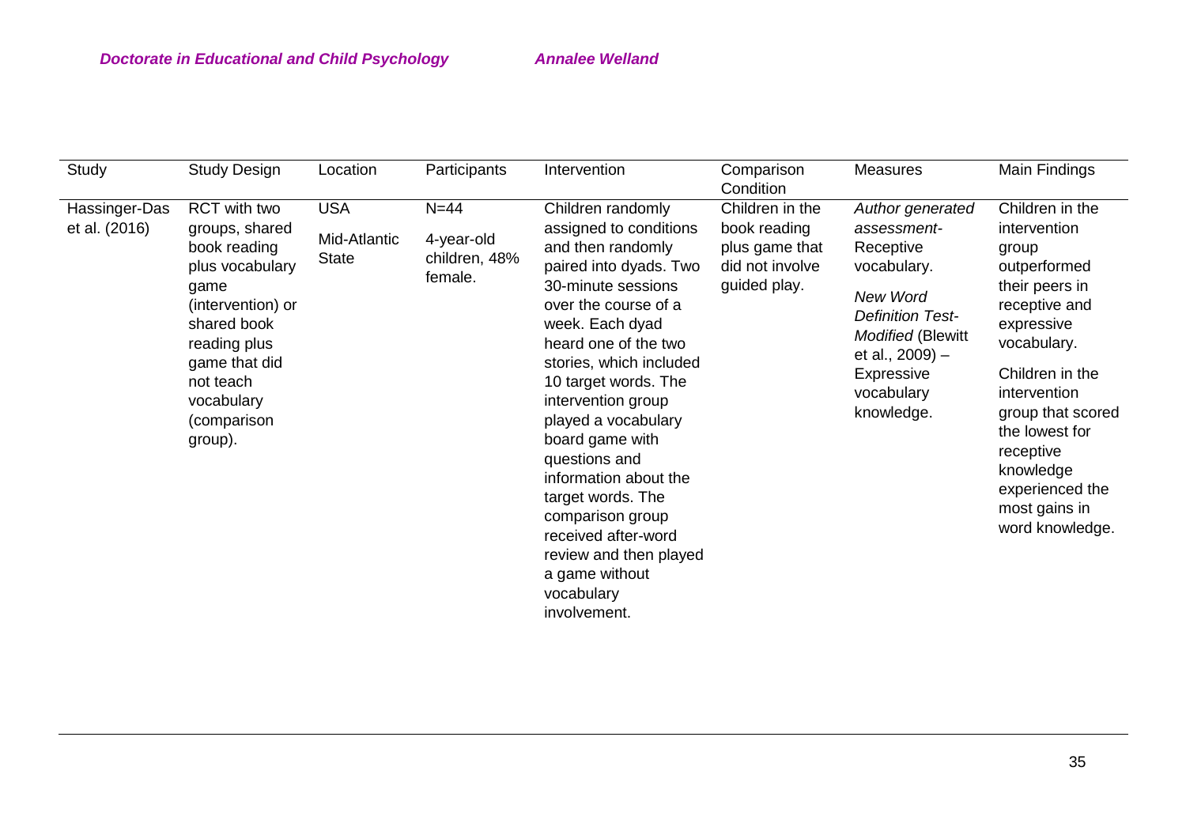| Study | Study Design | Location | Participants | Intervention | Comparison Condition | Measures | Main Findings |
|---|---|---|---|---|---|---|---|
| Hassinger-Das et al. (2016) | RCT with two groups, shared book reading plus vocabulary game (intervention) or shared book reading plus game that did not teach vocabulary (comparison group). | USA<br><br>Mid-Atlantic State | N=44<br><br>4-year-old children, 48% female. | Children randomly assigned to conditions and then randomly paired into dyads. Two 30-minute sessions over the course of a week. Each dyad heard one of the two stories, which included 10 target words. The intervention group played a vocabulary board game with questions and information about the target words. The comparison group received after-word review and then played a game without vocabulary involvement. | Children in the book reading plus game that did not involve guided play. | *Author generated assessment*- Receptive vocabulary.<br><br>*New Word Definition Test-Modified* (Blewitt et al., 2009) – Expressive vocabulary knowledge. | Children in the intervention group outperformed their peers in receptive and expressive vocabulary.<br><br>Children in the intervention group that scored the lowest for receptive knowledge experienced the most gains in word knowledge. |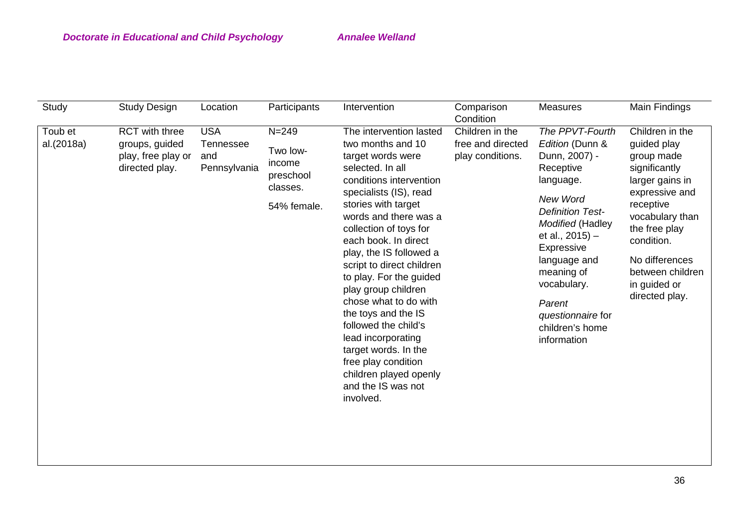| Study | Study Design | Location | Participants | Intervention | Comparison Condition | Measures | Main Findings |
|---|---|---|---|---|---|---|---|
| Toub et al.(2018a) | RCT with three groups, guided play, free play or directed play. | USA Tennessee and Pennsylvania | N=249<br><br>Two low-income preschool classes.<br><br>54% female. | The intervention lasted two months and 10 target words were selected. In all conditions intervention specialists (IS), read stories with target words and there was a collection of toys for each book. In direct play, the IS followed a script to direct children to play. For the guided play group children chose what to do with the toys and the IS followed the child's lead incorporating target words. In the free play condition children played openly and the IS was not involved. | Children in the free and directed play conditions. | *The PPVT-Fourth Edition* (Dunn & Dunn, 2007) - Receptive language.<br><br>*New Word Definition Test-Modified* (Hadley et al., 2015) – Expressive language and meaning of vocabulary.<br><br>*Parent questionnaire* for children's home information | Children in the guided play group made significantly larger gains in expressive and receptive vocabulary than the free play condition.<br><br>No differences between children in guided or directed play. |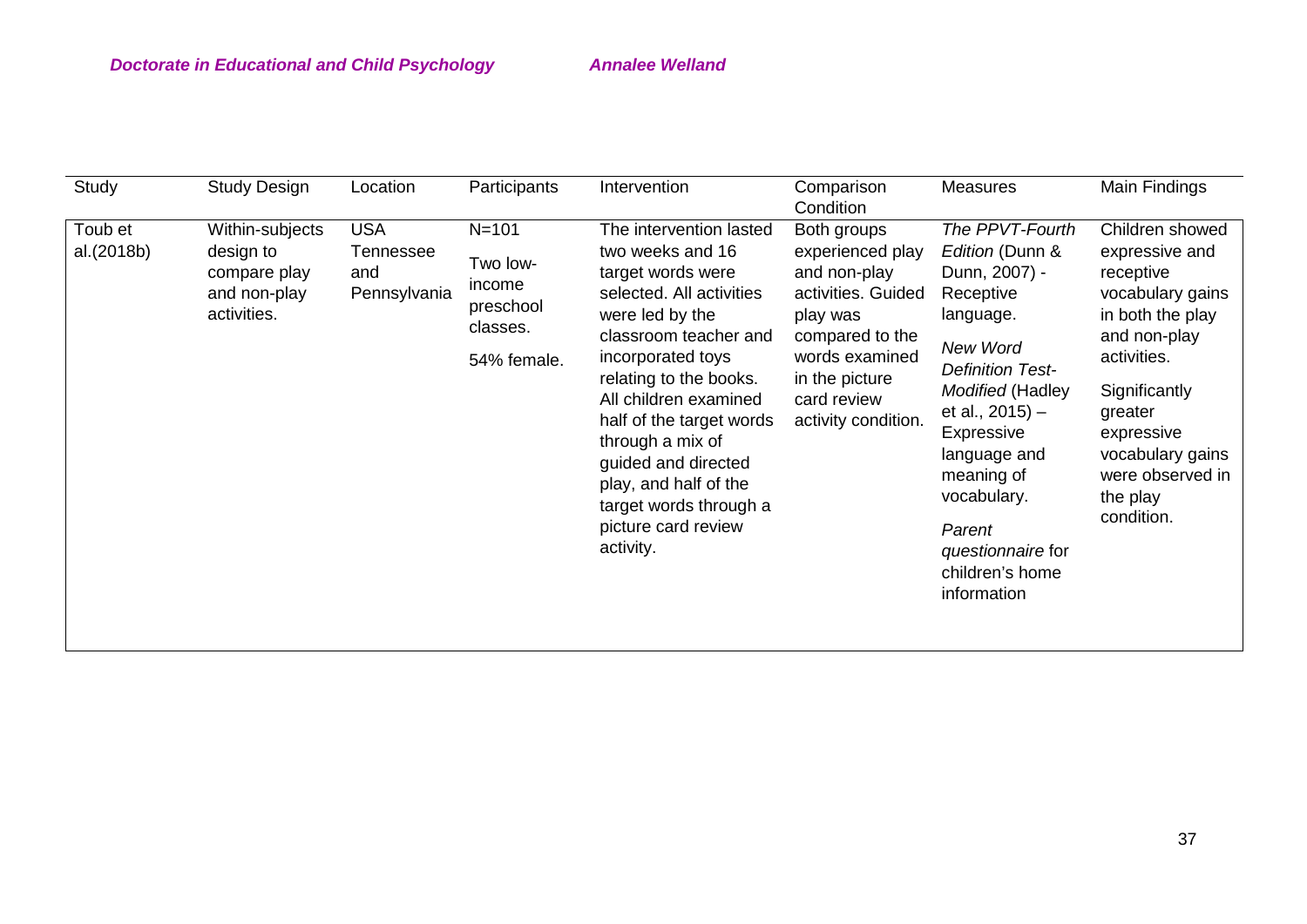| Study | Study Design | Location | Participants | Intervention | Comparison Condition | Measures | Main Findings |
|---|---|---|---|---|---|---|---|
| Toub et al.(2018b) | Within-subjects design to compare play and non-play activities. | USA Tennessee and Pennsylvania | N=101<br><br>Two low-income preschool classes.<br><br>54% female. | The intervention lasted two weeks and 16 target words were selected. All activities were led by the classroom teacher and incorporated toys relating to the books. All children examined half of the target words through a mix of guided and directed play, and half of the target words through a picture card review activity. | Both groups experienced play and non-play activities. Guided play was compared to the words examined in the picture card review activity condition. | *The PPVT-Fourth Edition* (Dunn & Dunn, 2007) - Receptive language.<br><br>*New Word Definition Test-Modified* (Hadley et al., 2015) – Expressive language and meaning of vocabulary.<br><br>*Parent questionnaire* for children's home information | Children showed expressive and receptive vocabulary gains in both the play and non-play activities.<br><br>Significantly greater expressive vocabulary gains were observed in the play condition. |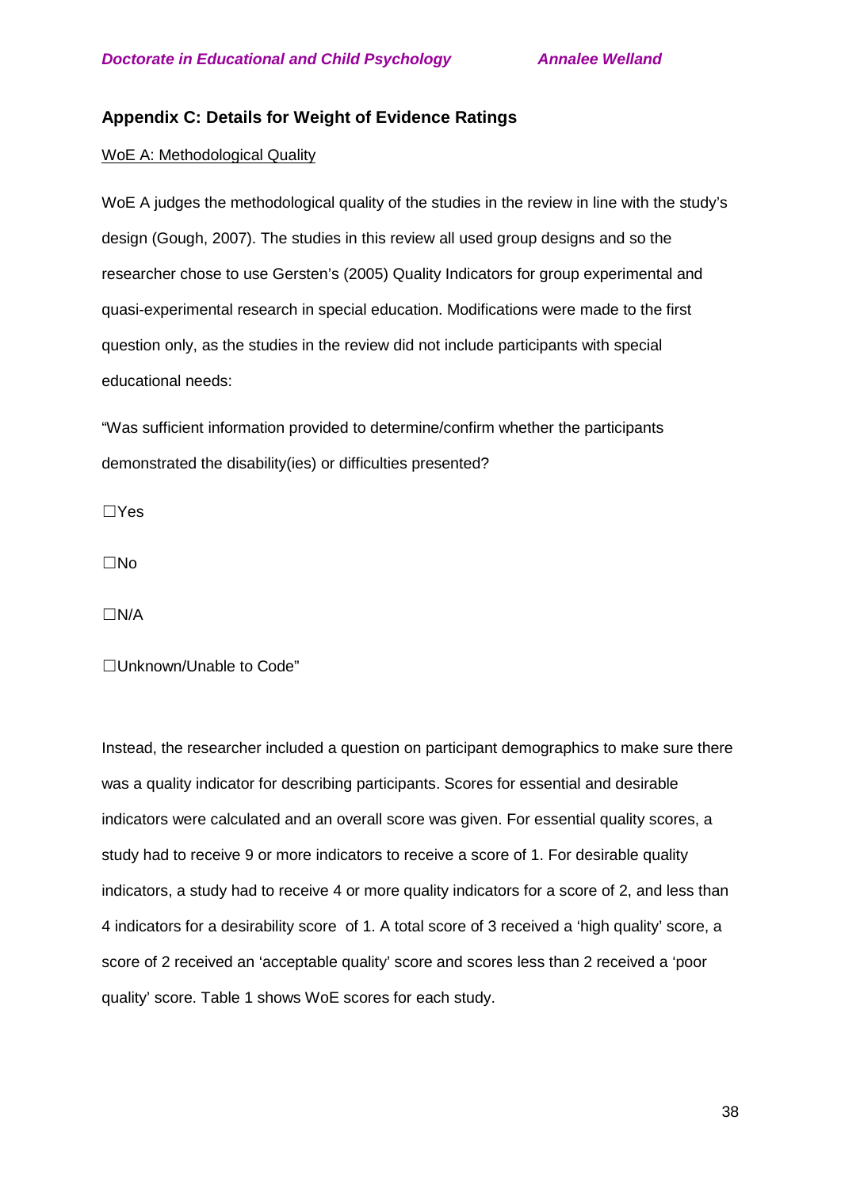## Appendix C: Details for Weight of Evidence Ratings

WoE A: Methodological Quality

WoE A judges the methodological quality of the studies in the review in line with the study's design (Gough, 2007). The studies in this review all used group designs and so the researcher chose to use Gersten's (2005) Quality Indicators for group experimental and quasi-experimental research in special education. Modifications were made to the first question only, as the studies in the review did not include participants with special educational needs:

"Was sufficient information provided to determine/confirm whether the participants demonstrated the disability(ies) or difficulties presented?

☐Yes

☐No

☐N/A

☐Unknown/Unable to Code"

Instead, the researcher included a question on participant demographics to make sure there was a quality indicator for describing participants. Scores for essential and desirable indicators were calculated and an overall score was given. For essential quality scores, a study had to receive 9 or more indicators to receive a score of 1. For desirable quality indicators, a study had to receive 4 or more quality indicators for a score of 2, and less than 4 indicators for a desirability score of 1. A total score of 3 received a 'high quality' score, a score of 2 received an 'acceptable quality' score and scores less than 2 received a 'poor quality' score. Table 1 shows WoE scores for each study.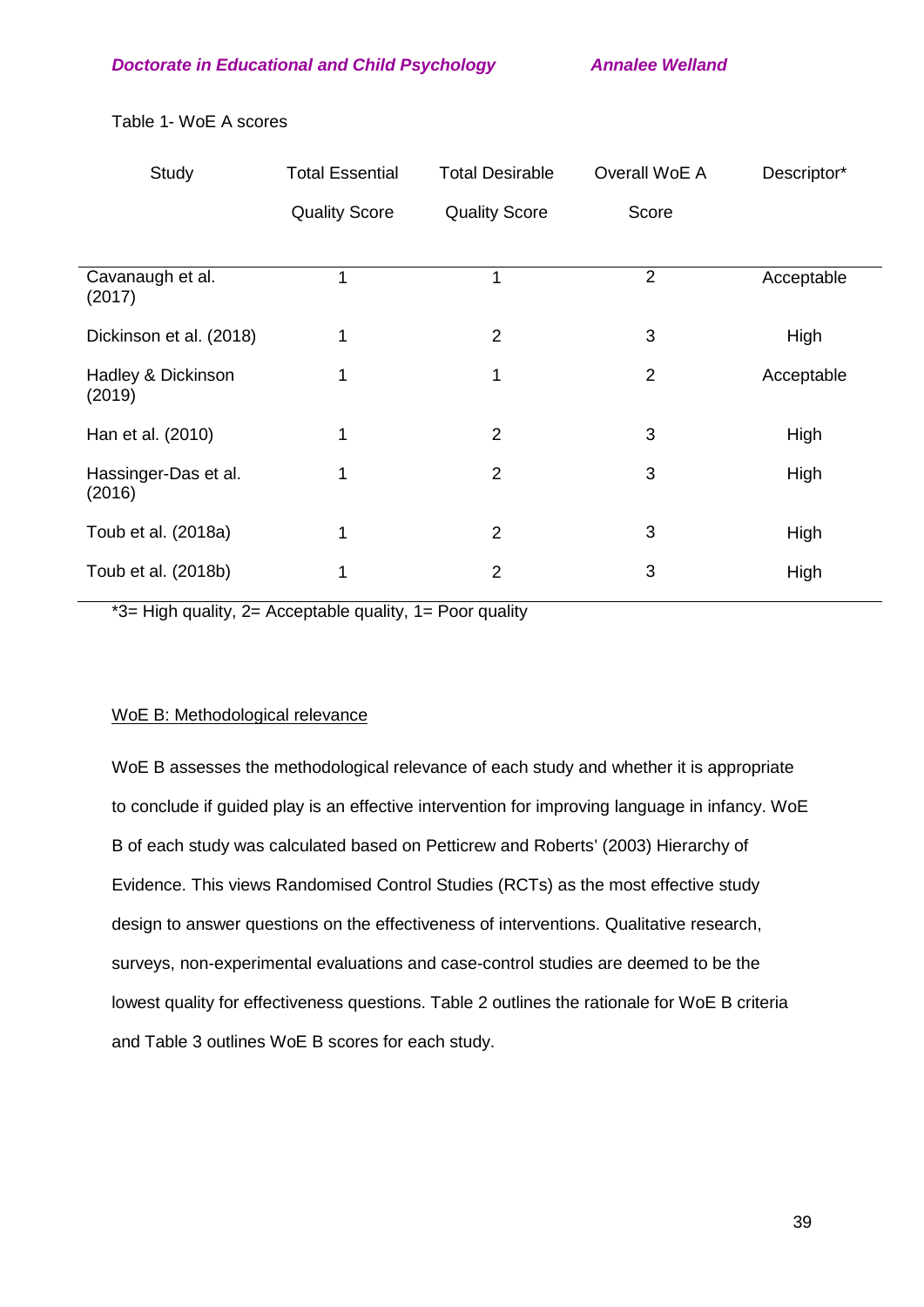Table 1- WoE A scores

| Study | Total Essential Quality Score | Total Desirable Quality Score | Overall WoE A Score | Descriptor* |
|---|---|---|---|---|
| Cavanaugh et al. (2017) | 1 | 1 | 2 | Acceptable |
| Dickinson et al. (2018) | 1 | 2 | 3 | High |
| Hadley & Dickinson (2019) | 1 | 1 | 2 | Acceptable |
| Han et al. (2010) | 1 | 2 | 3 | High |
| Hassinger-Das et al. (2016) | 1 | 2 | 3 | High |
| Toub et al. (2018a) | 1 | 2 | 3 | High |
| Toub et al. (2018b) | 1 | 2 | 3 | High |

*3= High quality, 2= Acceptable quality, 1= Poor quality

<u>WoE B: Methodological relevance</u>

WoE B assesses the methodological relevance of each study and whether it is appropriate to conclude if guided play is an effective intervention for improving language in infancy. WoE B of each study was calculated based on Petticrew and Roberts' (2003) Hierarchy of Evidence. This views Randomised Control Studies (RCTs) as the most effective study design to answer questions on the effectiveness of interventions. Qualitative research, surveys, non-experimental evaluations and case-control studies are deemed to be the lowest quality for effectiveness questions. Table 2 outlines the rationale for WoE B criteria and Table 3 outlines WoE B scores for each study.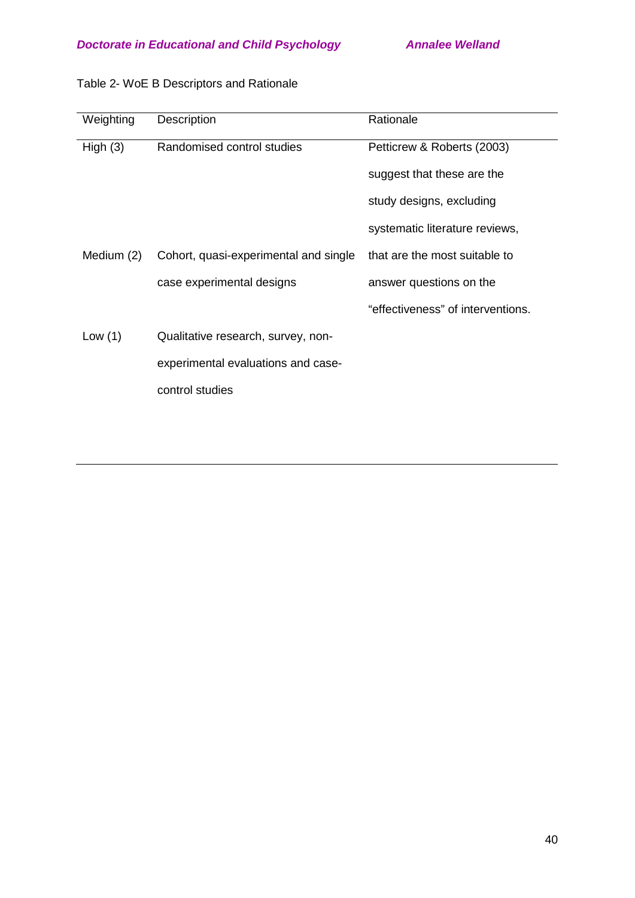Table 2- WoE B Descriptors and Rationale

| Weighting | Description | Rationale |
|---|---|---|
| High (3) | Randomised control studies | Petticrew & Roberts (2003) suggest that these are the study designs, excluding systematic literature reviews, that are the most suitable to answer questions on the "effectiveness" of interventions. |
| Medium (2) | Cohort, quasi-experimental and single case experimental designs | |
| Low (1) | Qualitative research, survey, non-experimental evaluations and case-control studies | |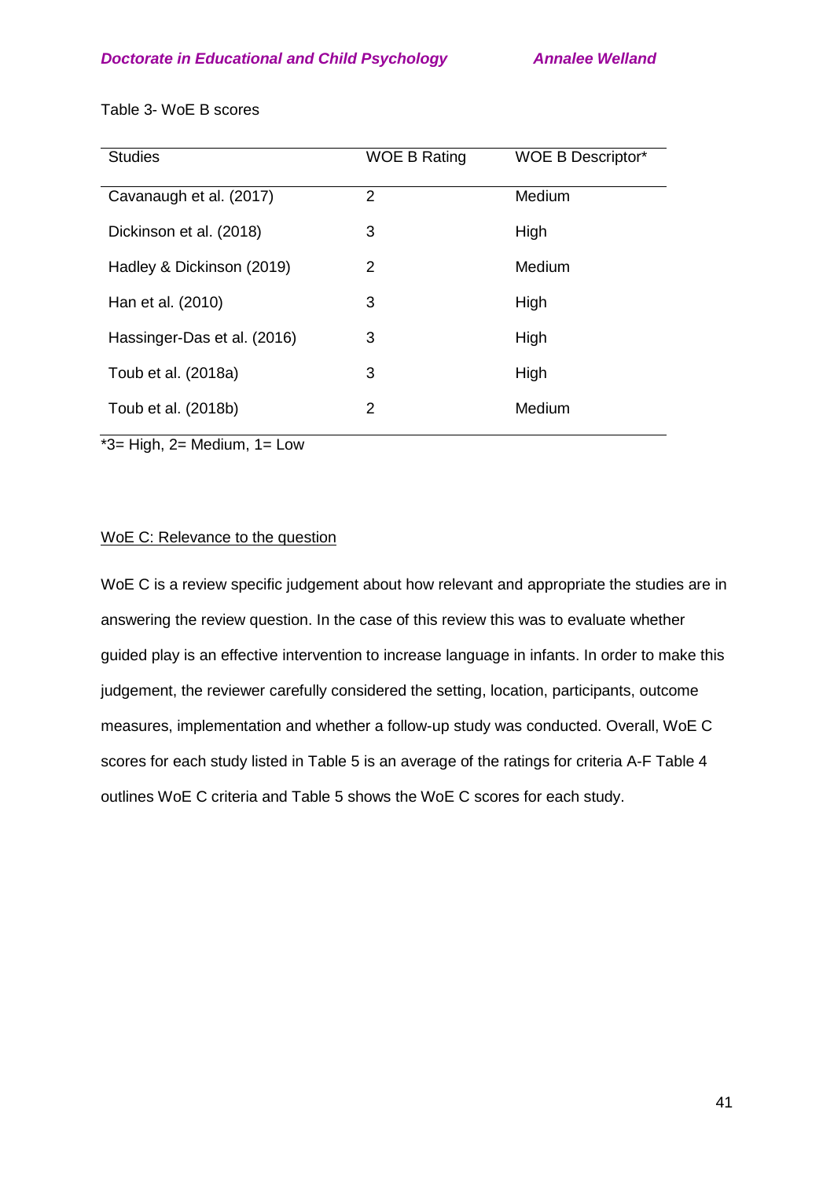Table 3- WoE B scores

| Studies | WOE B Rating | WOE B Descriptor* |
|---|---|---|
| Cavanaugh et al. (2017) | 2 | Medium |
| Dickinson et al. (2018) | 3 | High |
| Hadley & Dickinson (2019) | 2 | Medium |
| Han et al. (2010) | 3 | High |
| Hassinger-Das et al. (2016) | 3 | High |
| Toub et al. (2018a) | 3 | High |
| Toub et al. (2018b) | 2 | Medium |

*3= High, 2= Medium, 1= Low

<u>WoE C: Relevance to the question</u>

WoE C is a review specific judgement about how relevant and appropriate the studies are in answering the review question. In the case of this review this was to evaluate whether guided play is an effective intervention to increase language in infants. In order to make this judgement, the reviewer carefully considered the setting, location, participants, outcome measures, implementation and whether a follow-up study was conducted. Overall, WoE C scores for each study listed in Table 5 is an average of the ratings for criteria A-F Table 4 outlines WoE C criteria and Table 5 shows the WoE C scores for each study.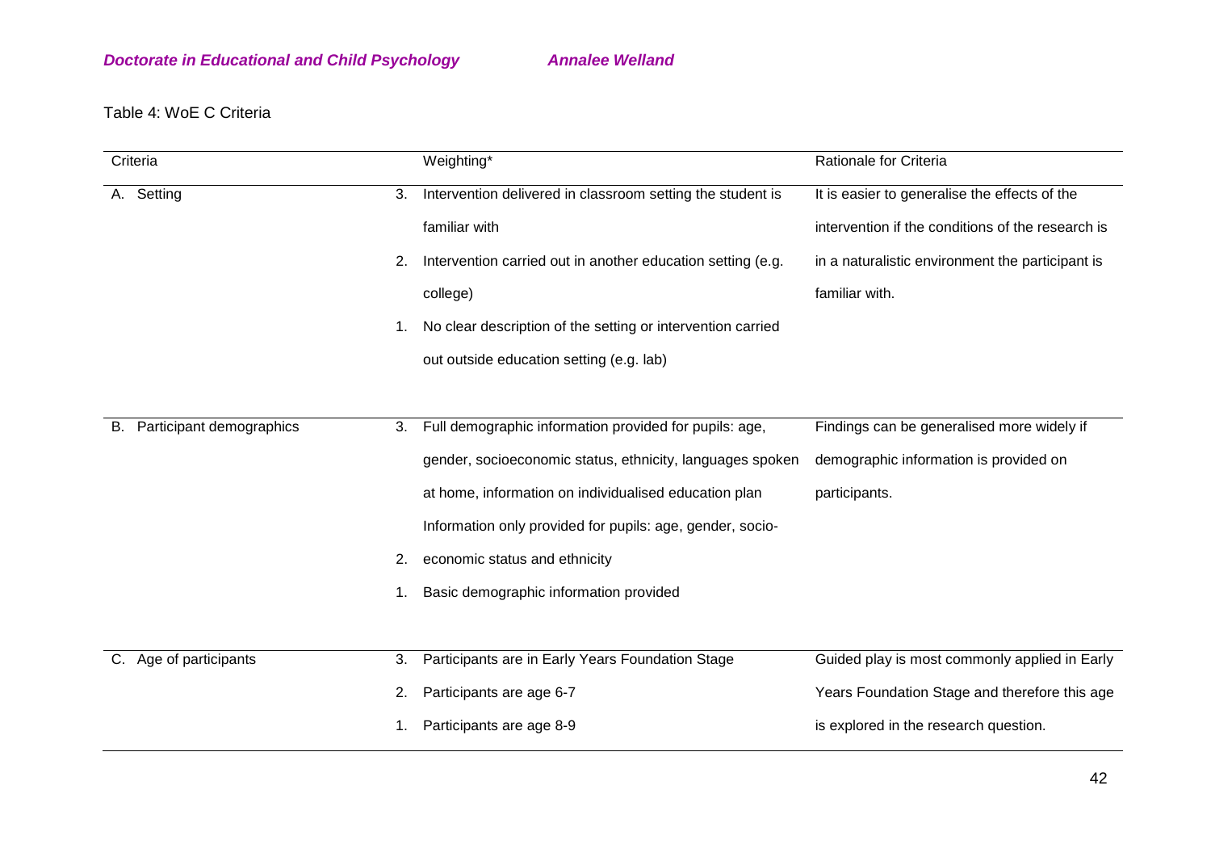Table 4: WoE C Criteria

| Criteria | Weighting* | Rationale for Criteria |
| --- | --- | --- |
| A. Setting | 3. Intervention delivered in classroom setting the student is familiar with<br>2. Intervention carried out in another education setting (e.g. college)<br>1. No clear description of the setting or intervention carried out outside education setting (e.g. lab) | It is easier to generalise the effects of the intervention if the conditions of the research is in a naturalistic environment the participant is familiar with. |
| B. Participant demographics | 3. Full demographic information provided for pupils: age, gender, socioeconomic status, ethnicity, languages spoken at home, information on individualised education plan<br>2. Information only provided for pupils: age, gender, socio-economic status and ethnicity<br>1. Basic demographic information provided | Findings can be generalised more widely if demographic information is provided on participants. |
| C. Age of participants | 3. Participants are in Early Years Foundation Stage<br>2. Participants are age 6-7<br>1. Participants are age 8-9 | Guided play is most commonly applied in Early Years Foundation Stage and therefore this age is explored in the research question. |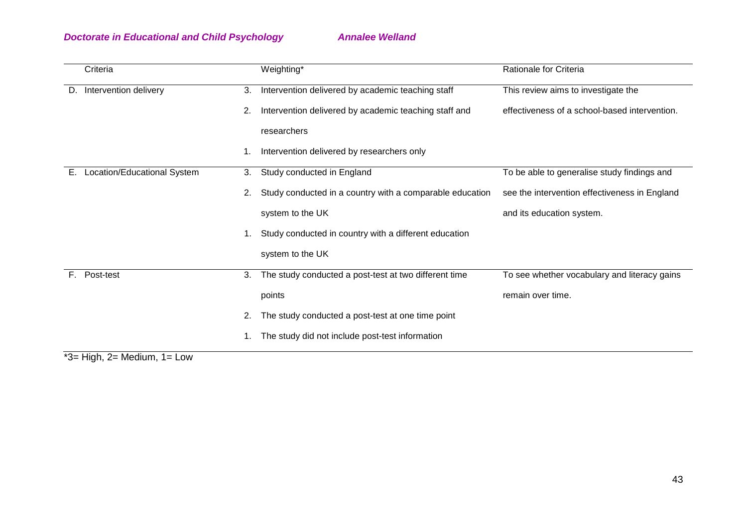| Criteria | Weighting* | Rationale for Criteria |
| --- | --- | --- |
| D. Intervention delivery | 3. Intervention delivered by academic teaching staff<br>2. Intervention delivered by academic teaching staff and researchers<br>1. Intervention delivered by researchers only | This review aims to investigate the effectiveness of a school-based intervention. |
| E. Location/Educational System | 3. Study conducted in England<br>2. Study conducted in a country with a comparable education system to the UK<br>1. Study conducted in country with a different education system to the UK | To be able to generalise study findings and see the intervention effectiveness in England and its education system. |
| F. Post-test | 3. The study conducted a post-test at two different time points<br>2. The study conducted a post-test at one time point<br>1. The study did not include post-test information | To see whether vocabulary and literacy gains remain over time. |

*3= High, 2= Medium, 1= Low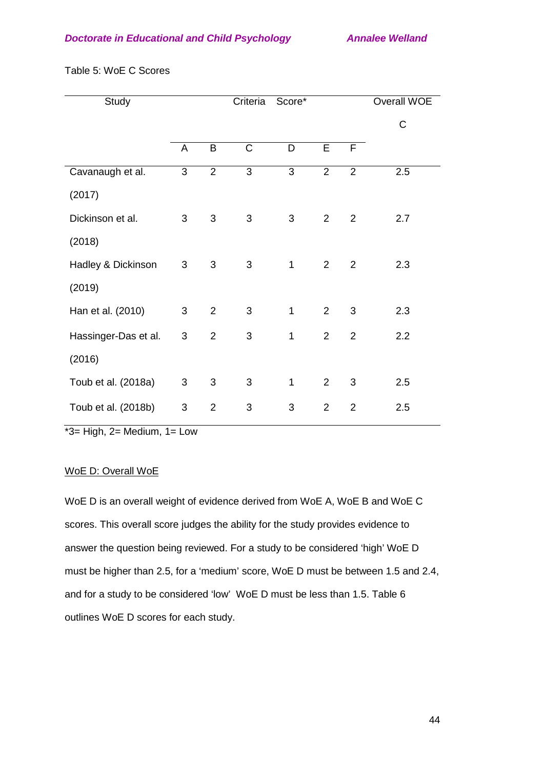Table 5: WoE C Scores

| Study | Criteria Score* | | | | | | Overall WOE C |
|---|---|---|---|---|---|---|---|
| | A | B | C | D | E | F | |
| Cavanaugh et al. (2017) | 3 | 2 | 3 | 3 | 2 | 2 | 2.5 |
| Dickinson et al. (2018) | 3 | 3 | 3 | 3 | 2 | 2 | 2.7 |
| Hadley & Dickinson (2019) | 3 | 3 | 3 | 1 | 2 | 2 | 2.3 |
| Han et al. (2010) | 3 | 2 | 3 | 1 | 2 | 3 | 2.3 |
| Hassinger-Das et al. (2016) | 3 | 2 | 3 | 1 | 2 | 2 | 2.2 |
| Toub et al. (2018a) | 3 | 3 | 3 | 1 | 2 | 3 | 2.5 |
| Toub et al. (2018b) | 3 | 2 | 3 | 3 | 2 | 2 | 2.5 |

*3= High, 2= Medium, 1= Low

<u>WoE D: Overall WoE</u>

WoE D is an overall weight of evidence derived from WoE A, WoE B and WoE C scores. This overall score judges the ability for the study provides evidence to answer the question being reviewed. For a study to be considered 'high' WoE D must be higher than 2.5, for a 'medium' score, WoE D must be between 1.5 and 2.4, and for a study to be considered 'low' WoE D must be less than 1.5. Table 6 outlines WoE D scores for each study.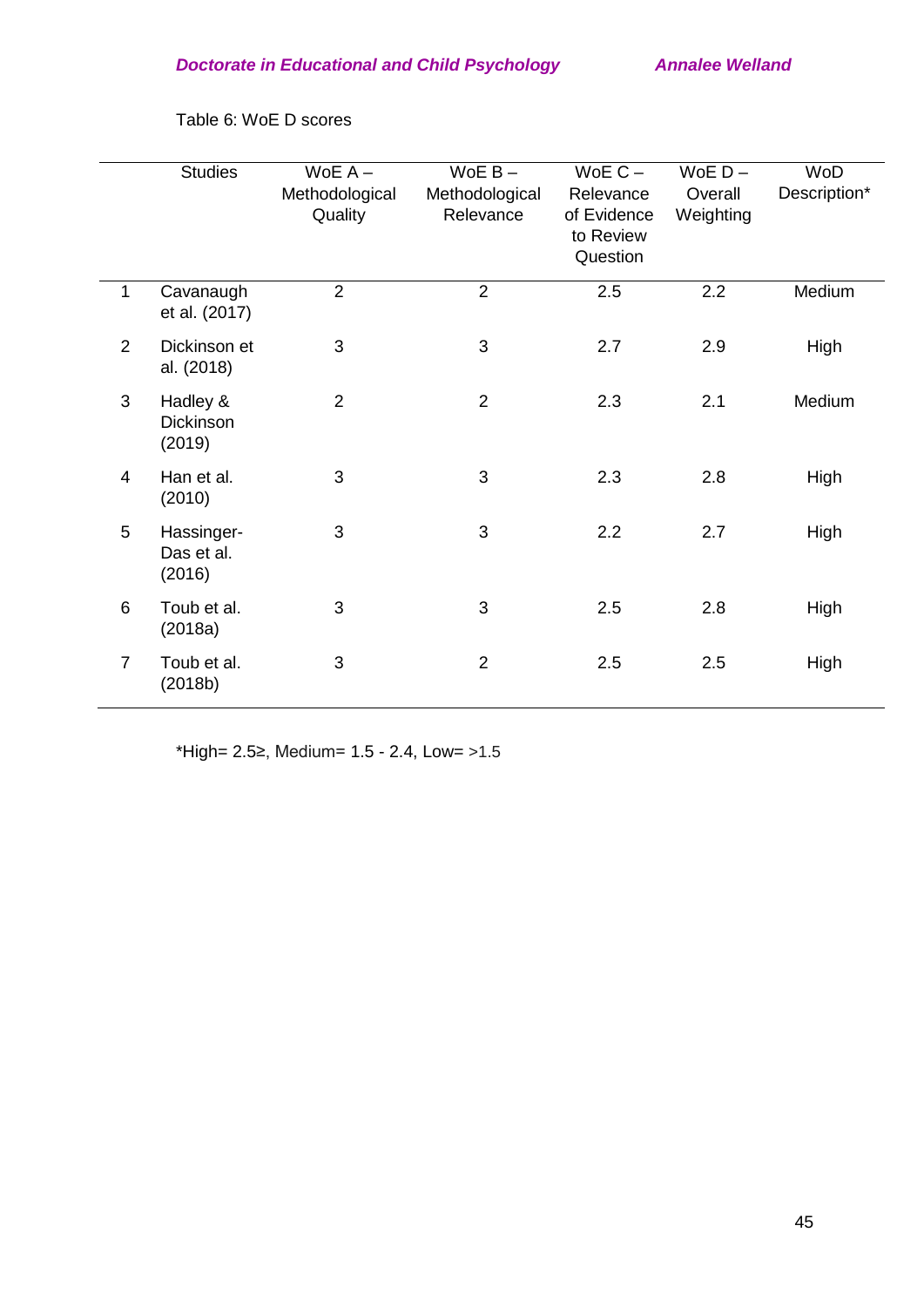Table 6: WoE D scores

| | Studies | WoE A – Methodological Quality | WoE B – Methodological Relevance | WoE C – Relevance of Evidence to Review Question | WoE D – Overall Weighting | WoD Description* |
|---|---|---|---|---|---|---|
| 1 | Cavanaugh et al. (2017) | 2 | 2 | 2.5 | 2.2 | Medium |
| 2 | Dickinson et al. (2018) | 3 | 3 | 2.7 | 2.9 | High |
| 3 | Hadley & Dickinson (2019) | 2 | 2 | 2.3 | 2.1 | Medium |
| 4 | Han et al. (2010) | 3 | 3 | 2.3 | 2.8 | High |
| 5 | Hassinger-Das et al. (2016) | 3 | 3 | 2.2 | 2.7 | High |
| 6 | Toub et al. (2018a) | 3 | 3 | 2.5 | 2.8 | High |
| 7 | Toub et al. (2018b) | 3 | 2 | 2.5 | 2.5 | High |

*High= 2.5≥, Medium= 1.5 - 2.4, Low= >1.5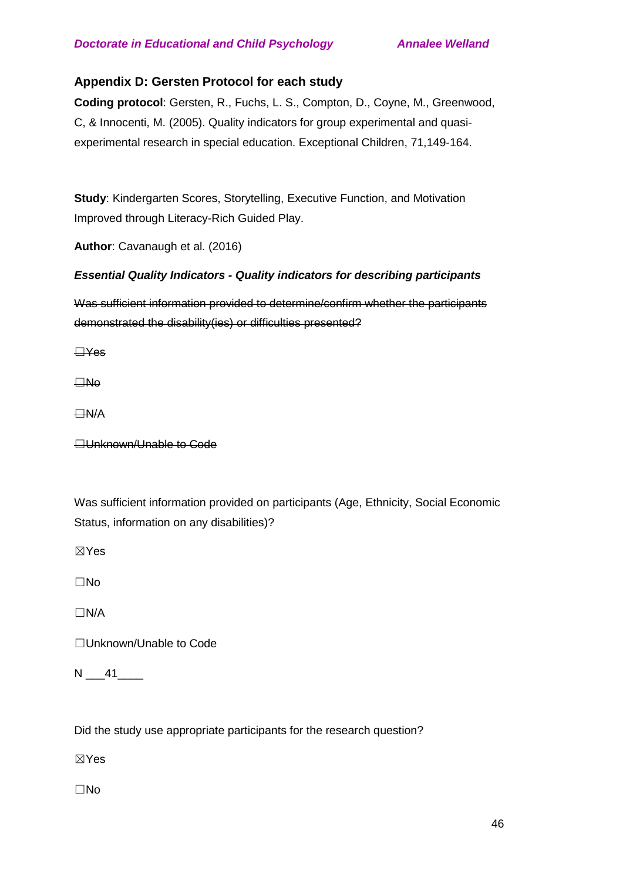### Appendix D: Gersten Protocol for each study

**Coding protocol**: Gersten, R., Fuchs, L. S., Compton, D., Coyne, M., Greenwood, C, & Innocenti, M. (2005). Quality indicators for group experimental and quasi-experimental research in special education. Exceptional Children, 71,149-164.

**Study**: Kindergarten Scores, Storytelling, Executive Function, and Motivation Improved through Literacy-Rich Guided Play.

**Author**: Cavanaugh et al. (2016)

***Essential Quality Indicators - Quality indicators for describing participants***

~~Was sufficient information provided to determine/confirm whether the participants demonstrated the disability(ies) or difficulties presented?~~

~~☐Yes~~

~~☐No~~

~~☐N/A~~

~~☐Unknown/Unable to Code~~

Was sufficient information provided on participants (Age, Ethnicity, Social Economic Status, information on any disabilities)?

☒Yes

☐No

☐N/A

☐Unknown/Unable to Code

N \_\_\_41\_\_\_\_

Did the study use appropriate participants for the research question?

☒Yes

☐No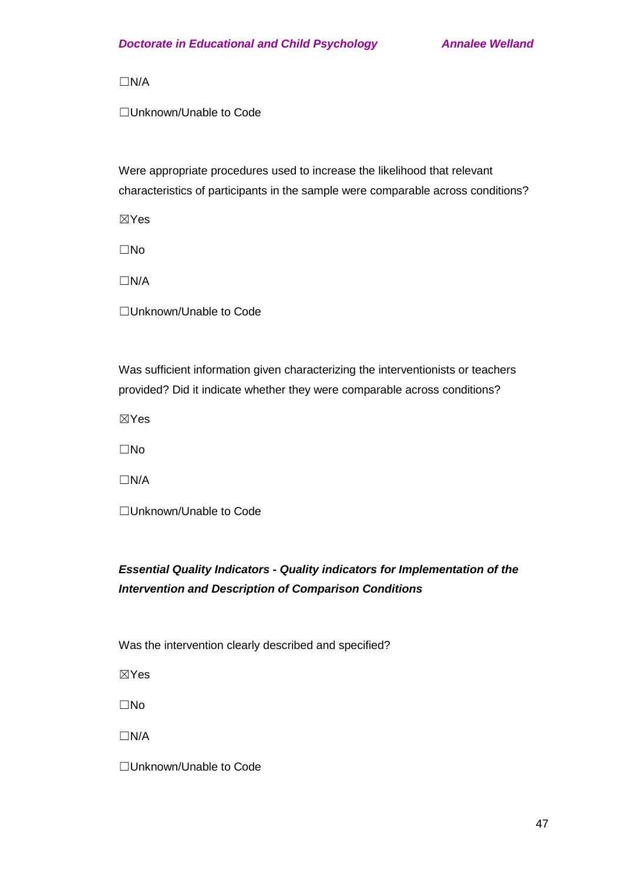☐N/A

☐Unknown/Unable to Code

Were appropriate procedures used to increase the likelihood that relevant characteristics of participants in the sample were comparable across conditions?

☒Yes

☐No

☐N/A

☐Unknown/Unable to Code

Was sufficient information given characterizing the interventionists or teachers provided? Did it indicate whether they were comparable across conditions?

☒Yes

☐No

☐N/A

☐Unknown/Unable to Code

***Essential Quality Indicators - Quality indicators for Implementation of the Intervention and Description of Comparison Conditions***

Was the intervention clearly described and specified?

☒Yes

☐No

☐N/A

☐Unknown/Unable to Code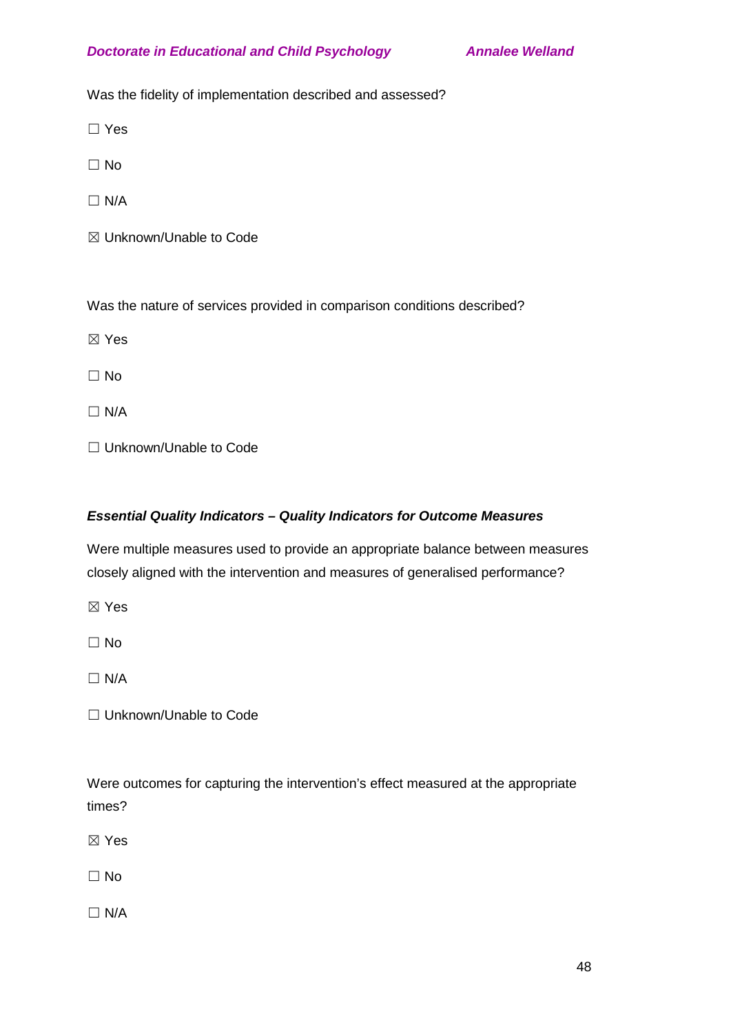Was the fidelity of implementation described and assessed?

☐ Yes

☐ No

☐ N/A

☒ Unknown/Unable to Code

Was the nature of services provided in comparison conditions described?

☒ Yes

☐ No

☐ N/A

☐ Unknown/Unable to Code

***Essential Quality Indicators – Quality Indicators for Outcome Measures***

Were multiple measures used to provide an appropriate balance between measures closely aligned with the intervention and measures of generalised performance?

☒ Yes

☐ No

☐ N/A

☐ Unknown/Unable to Code

Were outcomes for capturing the intervention's effect measured at the appropriate times?

☒ Yes

☐ No

☐ N/A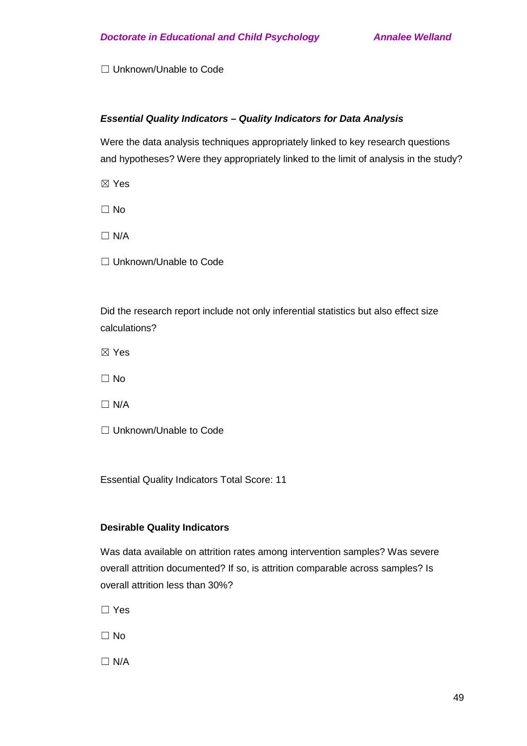☐ Unknown/Unable to Code

***Essential Quality Indicators – Quality Indicators for Data Analysis***

Were the data analysis techniques appropriately linked to key research questions and hypotheses? Were they appropriately linked to the limit of analysis in the study?

☒ Yes

☐ No

☐ N/A

☐ Unknown/Unable to Code

Did the research report include not only inferential statistics but also effect size calculations?

☒ Yes

☐ No

☐ N/A

☐ Unknown/Unable to Code

Essential Quality Indicators Total Score: 11

**Desirable Quality Indicators**

Was data available on attrition rates among intervention samples? Was severe overall attrition documented? If so, is attrition comparable across samples? Is overall attrition less than 30%?

☐ Yes

☐ No

☐ N/A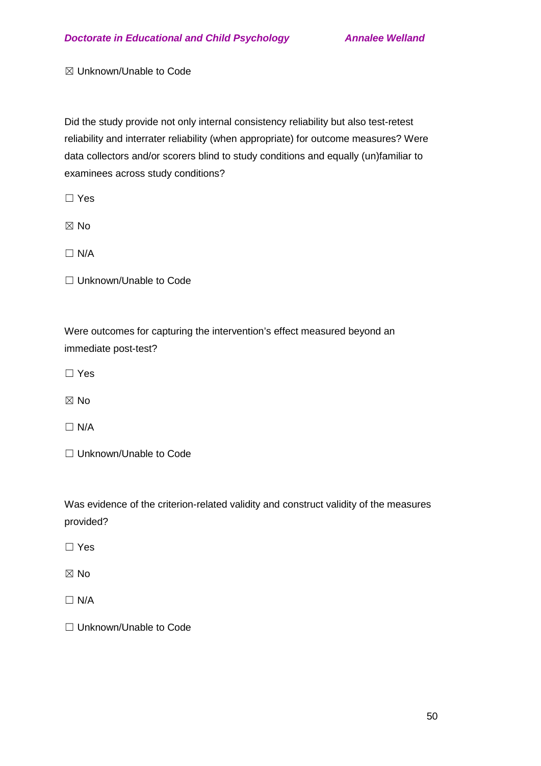☒ Unknown/Unable to Code

Did the study provide not only internal consistency reliability but also test-retest reliability and interrater reliability (when appropriate) for outcome measures? Were data collectors and/or scorers blind to study conditions and equally (un)familiar to examinees across study conditions?

☐ Yes

☒ No

☐ N/A

☐ Unknown/Unable to Code

Were outcomes for capturing the intervention's effect measured beyond an immediate post-test?

☐ Yes

☒ No

☐ N/A

☐ Unknown/Unable to Code

Was evidence of the criterion-related validity and construct validity of the measures provided?

☐ Yes

☒ No

☐ N/A

☐ Unknown/Unable to Code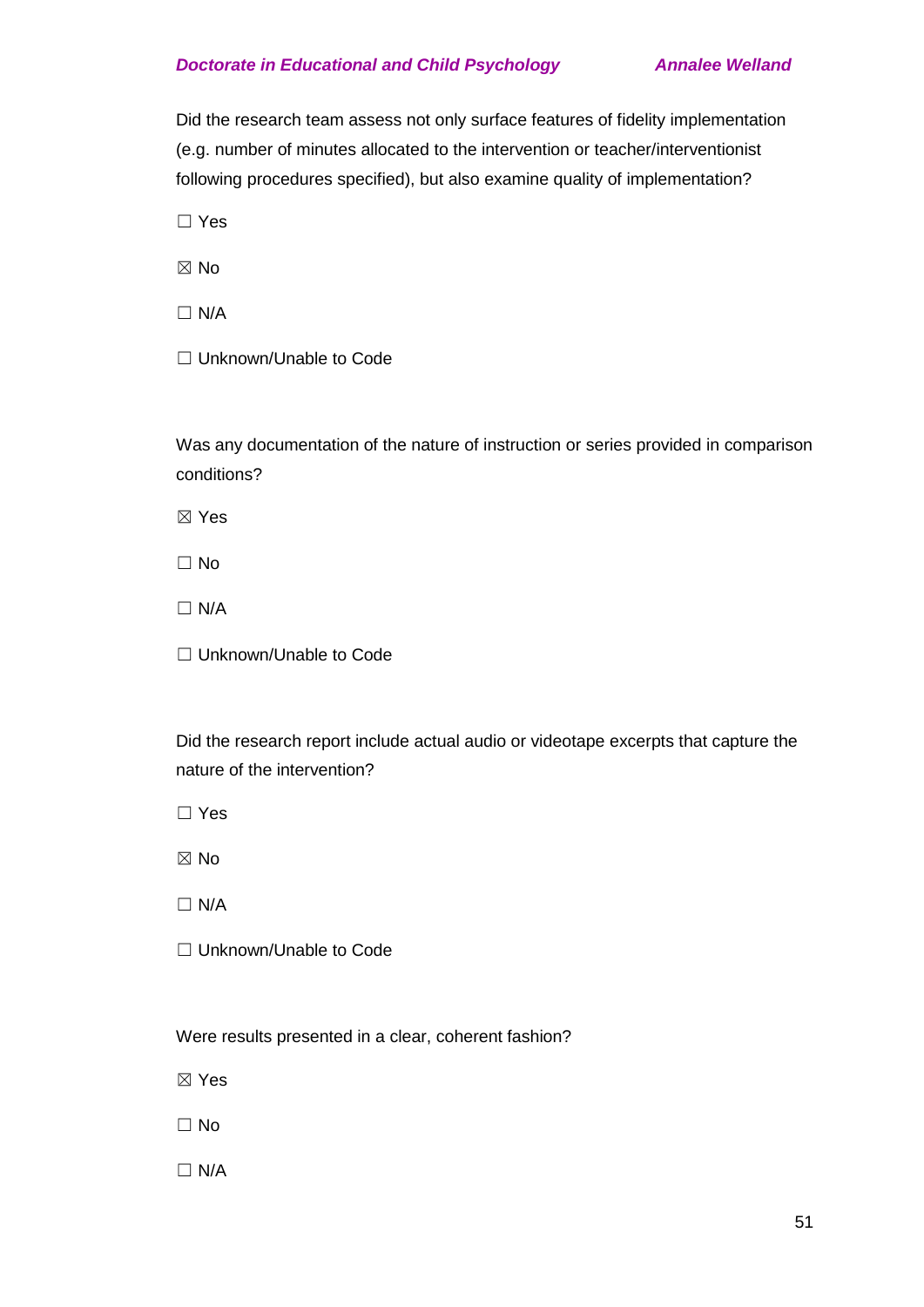Did the research team assess not only surface features of fidelity implementation (e.g. number of minutes allocated to the intervention or teacher/interventionist following procedures specified), but also examine quality of implementation?

☐ Yes

☒ No

☐ N/A

☐ Unknown/Unable to Code

Was any documentation of the nature of instruction or series provided in comparison conditions?

☒ Yes

☐ No

☐ N/A

☐ Unknown/Unable to Code

Did the research report include actual audio or videotape excerpts that capture the nature of the intervention?

☐ Yes

☒ No

☐ N/A

☐ Unknown/Unable to Code

Were results presented in a clear, coherent fashion?

☒ Yes

☐ No

☐ N/A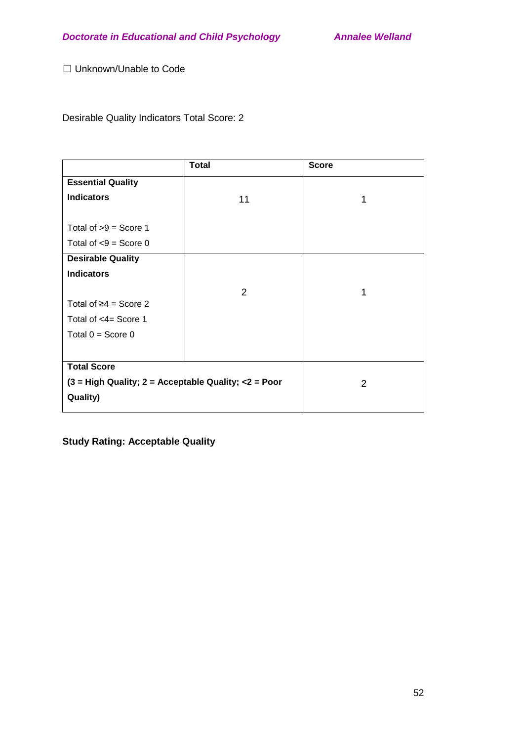☐ Unknown/Unable to Code

Desirable Quality Indicators Total Score: 2

| | Total | Score |
|---|---|---|
| **Essential Quality Indicators**<br><br>Total of >9 = Score 1<br>Total of <9 = Score 0 | 11 | 1 |
| **Desirable Quality Indicators**<br><br>Total of ≥4 = Score 2<br>Total of <4= Score 1<br>Total 0 = Score 0 | 2 | 1 |
| **Total Score**<br>**(3 = High Quality; 2 = Acceptable Quality; <2 = Poor Quality)** | | 2 |

**Study Rating: Acceptable Quality**